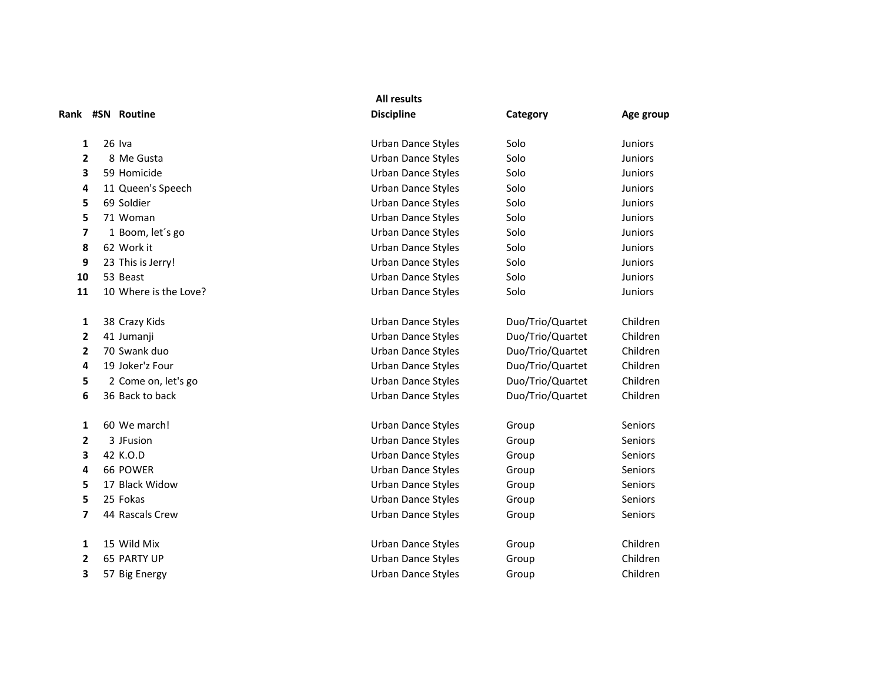**All results**

| Rank | #SN | Routine | Discipline | Category | Age group |
|---|---|---|---|---|---|
| **1** | 26 | Iva | Urban Dance Styles | Solo | Juniors |
| **2** | 8 | Me Gusta | Urban Dance Styles | Solo | Juniors |
| **3** | 59 | Homicide | Urban Dance Styles | Solo | Juniors |
| **4** | 11 | Queen's Speech | Urban Dance Styles | Solo | Juniors |
| **5** | 69 | Soldier | Urban Dance Styles | Solo | Juniors |
| **5** | 71 | Woman | Urban Dance Styles | Solo | Juniors |
| **7** | 1 | Boom, let´s go | Urban Dance Styles | Solo | Juniors |
| **8** | 62 | Work it | Urban Dance Styles | Solo | Juniors |
| **9** | 23 | This is Jerry! | Urban Dance Styles | Solo | Juniors |
| **10** | 53 | Beast | Urban Dance Styles | Solo | Juniors |
| **11** | 10 | Where is the Love? | Urban Dance Styles | Solo | Juniors |
| | | | | | |
| **1** | 38 | Crazy Kids | Urban Dance Styles | Duo/Trio/Quartet | Children |
| **2** | 41 | Jumanji | Urban Dance Styles | Duo/Trio/Quartet | Children |
| **2** | 70 | Swank duo | Urban Dance Styles | Duo/Trio/Quartet | Children |
| **4** | 19 | Joker'z Four | Urban Dance Styles | Duo/Trio/Quartet | Children |
| **5** | 2 | Come on, let's go | Urban Dance Styles | Duo/Trio/Quartet | Children |
| **6** | 36 | Back to back | Urban Dance Styles | Duo/Trio/Quartet | Children |
| | | | | | |
| **1** | 60 | We march! | Urban Dance Styles | Group | Seniors |
| **2** | 3 | JFusion | Urban Dance Styles | Group | Seniors |
| **3** | 42 | K.O.D | Urban Dance Styles | Group | Seniors |
| **4** | 66 | POWER | Urban Dance Styles | Group | Seniors |
| **5** | 17 | Black Widow | Urban Dance Styles | Group | Seniors |
| **5** | 25 | Fokas | Urban Dance Styles | Group | Seniors |
| **7** | 44 | Rascals Crew | Urban Dance Styles | Group | Seniors |
| | | | | | |
| **1** | 15 | Wild Mix | Urban Dance Styles | Group | Children |
| **2** | 65 | PARTY UP | Urban Dance Styles | Group | Children |
| **3** | 57 | Big Energy | Urban Dance Styles | Group | Children |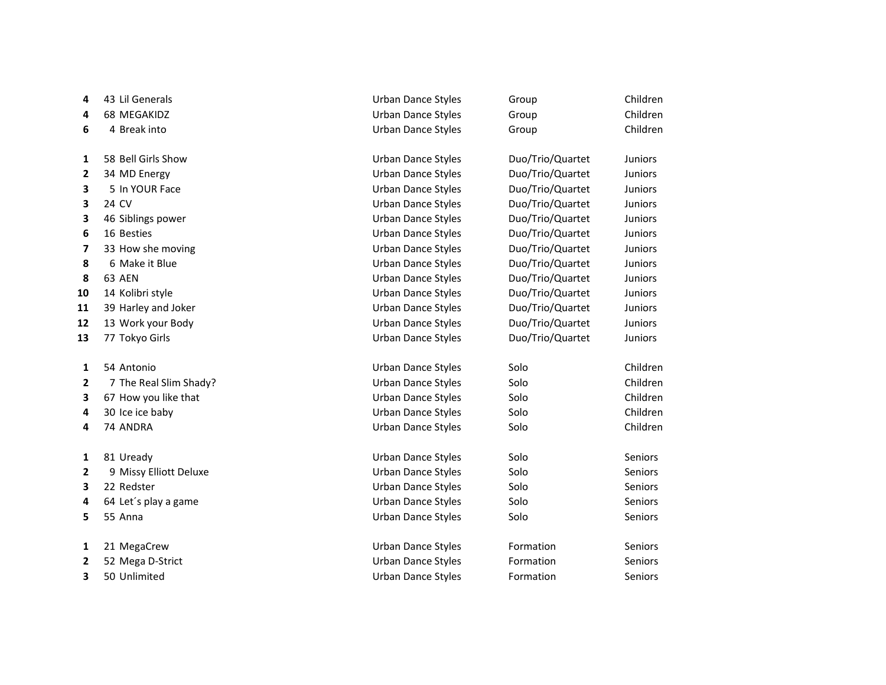| | | | | | |
|---|---|---|---|---|---|
| 4 | 43 | Lil Generals | Urban Dance Styles | Group | Children |
| 4 | 68 | MEGAKIDZ | Urban Dance Styles | Group | Children |
| 6 | 4 | Break into | Urban Dance Styles | Group | Children |
| | | | | | |
| 1 | 58 | Bell Girls Show | Urban Dance Styles | Duo/Trio/Quartet | Juniors |
| 2 | 34 | MD Energy | Urban Dance Styles | Duo/Trio/Quartet | Juniors |
| 3 | 5 | In YOUR Face | Urban Dance Styles | Duo/Trio/Quartet | Juniors |
| 3 | 24 | CV | Urban Dance Styles | Duo/Trio/Quartet | Juniors |
| 3 | 46 | Siblings power | Urban Dance Styles | Duo/Trio/Quartet | Juniors |
| 6 | 16 | Besties | Urban Dance Styles | Duo/Trio/Quartet | Juniors |
| 7 | 33 | How she moving | Urban Dance Styles | Duo/Trio/Quartet | Juniors |
| 8 | 6 | Make it Blue | Urban Dance Styles | Duo/Trio/Quartet | Juniors |
| 8 | 63 | AEN | Urban Dance Styles | Duo/Trio/Quartet | Juniors |
| 10 | 14 | Kolibri style | Urban Dance Styles | Duo/Trio/Quartet | Juniors |
| 11 | 39 | Harley and Joker | Urban Dance Styles | Duo/Trio/Quartet | Juniors |
| 12 | 13 | Work your Body | Urban Dance Styles | Duo/Trio/Quartet | Juniors |
| 13 | 77 | Tokyo Girls | Urban Dance Styles | Duo/Trio/Quartet | Juniors |
| | | | | | |
| 1 | 54 | Antonio | Urban Dance Styles | Solo | Children |
| 2 | 7 | The Real Slim Shady? | Urban Dance Styles | Solo | Children |
| 3 | 67 | How you like that | Urban Dance Styles | Solo | Children |
| 4 | 30 | Ice ice baby | Urban Dance Styles | Solo | Children |
| 4 | 74 | ANDRA | Urban Dance Styles | Solo | Children |
| | | | | | |
| 1 | 81 | Uready | Urban Dance Styles | Solo | Seniors |
| 2 | 9 | Missy Elliott Deluxe | Urban Dance Styles | Solo | Seniors |
| 3 | 22 | Redster | Urban Dance Styles | Solo | Seniors |
| 4 | 64 | Let´s play a game | Urban Dance Styles | Solo | Seniors |
| 5 | 55 | Anna | Urban Dance Styles | Solo | Seniors |
| | | | | | |
| 1 | 21 | MegaCrew | Urban Dance Styles | Formation | Seniors |
| 2 | 52 | Mega D-Strict | Urban Dance Styles | Formation | Seniors |
| 3 | 50 | Unlimited | Urban Dance Styles | Formation | Seniors |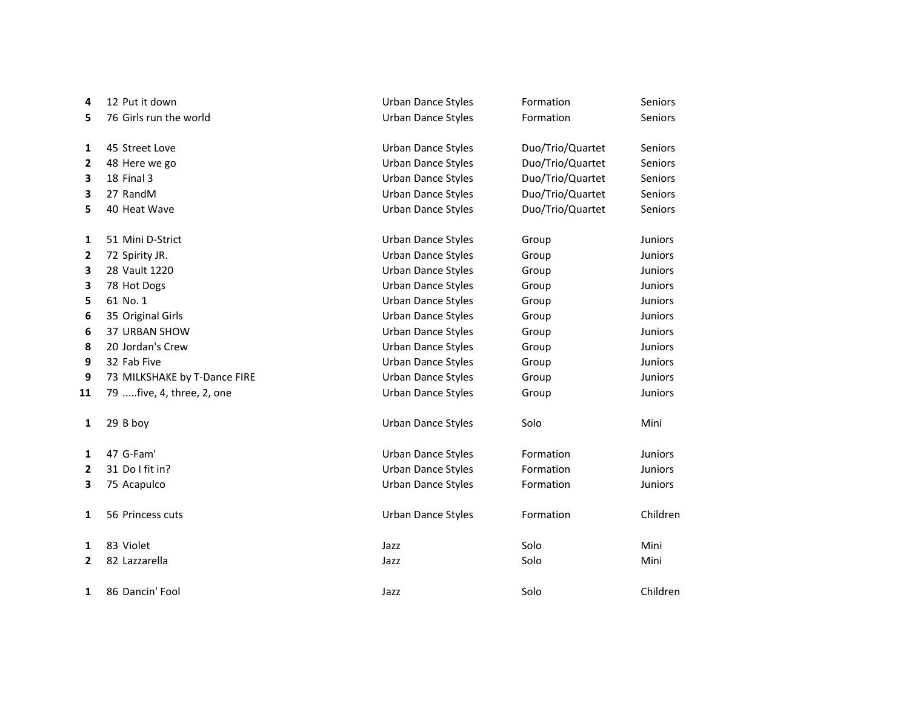| | | | | | |
|---|---|---|---|---|---|
| **4** | 12 | Put it down | Urban Dance Styles | Formation | Seniors |
| **5** | 76 | Girls run the world | Urban Dance Styles | Formation | Seniors |
| | | | | | |
| **1** | 45 | Street Love | Urban Dance Styles | Duo/Trio/Quartet | Seniors |
| **2** | 48 | Here we go | Urban Dance Styles | Duo/Trio/Quartet | Seniors |
| **3** | 18 | Final 3 | Urban Dance Styles | Duo/Trio/Quartet | Seniors |
| **3** | 27 | RandM | Urban Dance Styles | Duo/Trio/Quartet | Seniors |
| **5** | 40 | Heat Wave | Urban Dance Styles | Duo/Trio/Quartet | Seniors |
| | | | | | |
| **1** | 51 | Mini D-Strict | Urban Dance Styles | Group | Juniors |
| **2** | 72 | Spirity JR. | Urban Dance Styles | Group | Juniors |
| **3** | 28 | Vault 1220 | Urban Dance Styles | Group | Juniors |
| **3** | 78 | Hot Dogs | Urban Dance Styles | Group | Juniors |
| **5** | 61 | No. 1 | Urban Dance Styles | Group | Juniors |
| **6** | 35 | Original Girls | Urban Dance Styles | Group | Juniors |
| **6** | 37 | URBAN SHOW | Urban Dance Styles | Group | Juniors |
| **8** | 20 | Jordan's Crew | Urban Dance Styles | Group | Juniors |
| **9** | 32 | Fab Five | Urban Dance Styles | Group | Juniors |
| **9** | 73 | MILKSHAKE by T-Dance FIRE | Urban Dance Styles | Group | Juniors |
| **11** | 79 | .....five, 4, three, 2, one | Urban Dance Styles | Group | Juniors |
| | | | | | |
| **1** | 29 | B boy | Urban Dance Styles | Solo | Mini |
| | | | | | |
| **1** | 47 | G-Fam' | Urban Dance Styles | Formation | Juniors |
| **2** | 31 | Do I fit in? | Urban Dance Styles | Formation | Juniors |
| **3** | 75 | Acapulco | Urban Dance Styles | Formation | Juniors |
| | | | | | |
| **1** | 56 | Princess cuts | Urban Dance Styles | Formation | Children |
| | | | | | |
| **1** | 83 | Violet | Jazz | Solo | Mini |
| **2** | 82 | Lazzarella | Jazz | Solo | Mini |
| | | | | | |
| **1** | 86 | Dancin' Fool | Jazz | Solo | Children |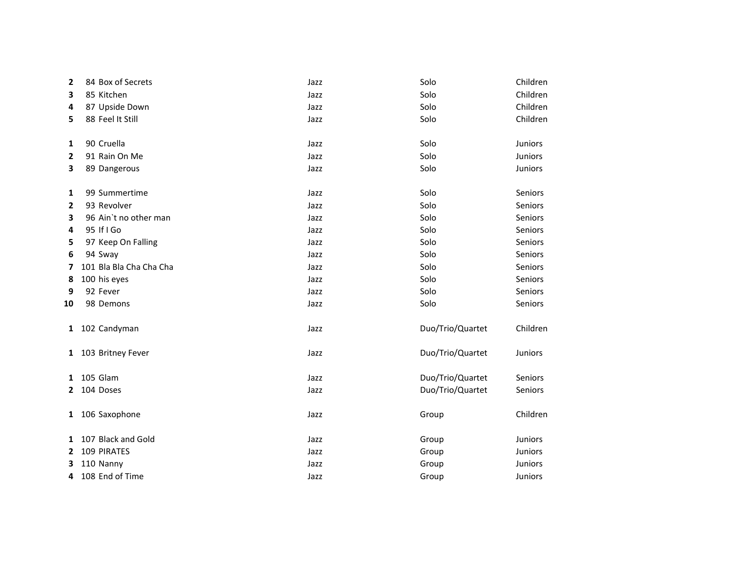| | | | | | |
|---|---|---|---|---|---|
| **2** | 84 | Box of Secrets | Jazz | Solo | Children |
| **3** | 85 | Kitchen | Jazz | Solo | Children |
| **4** | 87 | Upside Down | Jazz | Solo | Children |
| **5** | 88 | Feel It Still | Jazz | Solo | Children |
| | | | | | |
| **1** | 90 | Cruella | Jazz | Solo | Juniors |
| **2** | 91 | Rain On Me | Jazz | Solo | Juniors |
| **3** | 89 | Dangerous | Jazz | Solo | Juniors |
| | | | | | |
| **1** | 99 | Summertime | Jazz | Solo | Seniors |
| **2** | 93 | Revolver | Jazz | Solo | Seniors |
| **3** | 96 | Ain`t no other man | Jazz | Solo | Seniors |
| **4** | 95 | If I Go | Jazz | Solo | Seniors |
| **5** | 97 | Keep On Falling | Jazz | Solo | Seniors |
| **6** | 94 | Sway | Jazz | Solo | Seniors |
| **7** | 101 | Bla Bla Cha Cha Cha | Jazz | Solo | Seniors |
| **8** | 100 | his eyes | Jazz | Solo | Seniors |
| **9** | 92 | Fever | Jazz | Solo | Seniors |
| **10** | 98 | Demons | Jazz | Solo | Seniors |
| | | | | | |
| **1** | 102 | Candyman | Jazz | Duo/Trio/Quartet | Children |
| | | | | | |
| **1** | 103 | Britney Fever | Jazz | Duo/Trio/Quartet | Juniors |
| | | | | | |
| **1** | 105 | Glam | Jazz | Duo/Trio/Quartet | Seniors |
| **2** | 104 | Doses | Jazz | Duo/Trio/Quartet | Seniors |
| | | | | | |
| **1** | 106 | Saxophone | Jazz | Group | Children |
| | | | | | |
| **1** | 107 | Black and Gold | Jazz | Group | Juniors |
| **2** | 109 | PIRATES | Jazz | Group | Juniors |
| **3** | 110 | Nanny | Jazz | Group | Juniors |
| **4** | 108 | End of Time | Jazz | Group | Juniors |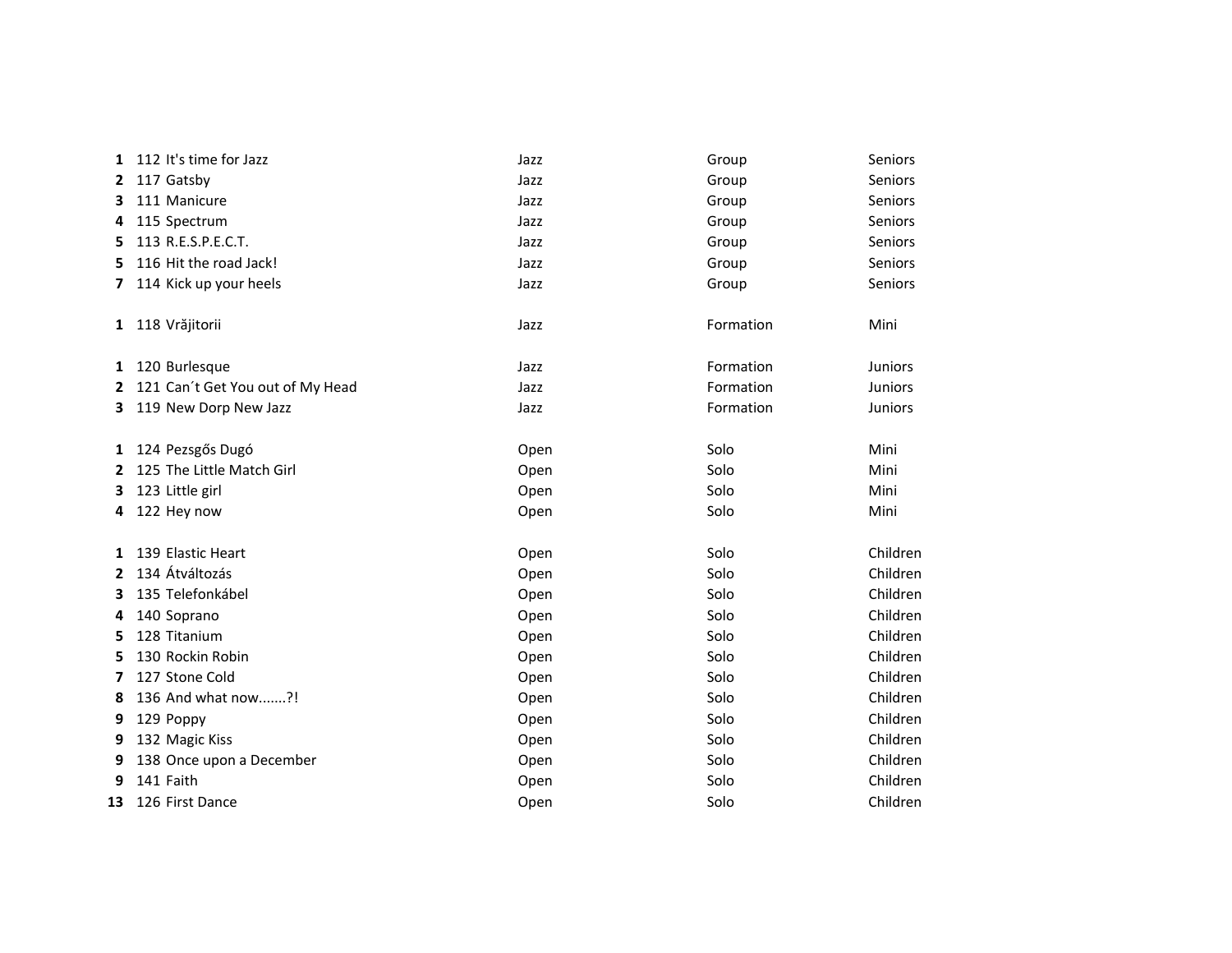| | | | | | |
|---|---|---|---|---|---|
| **1** | 112 | It's time for Jazz | Jazz | Group | Seniors |
| **2** | 117 | Gatsby | Jazz | Group | Seniors |
| **3** | 111 | Manicure | Jazz | Group | Seniors |
| **4** | 115 | Spectrum | Jazz | Group | Seniors |
| **5** | 113 | R.E.S.P.E.C.T. | Jazz | Group | Seniors |
| **5** | 116 | Hit the road Jack! | Jazz | Group | Seniors |
| **7** | 114 | Kick up your heels | Jazz | Group | Seniors |
| | | | | | |
| **1** | 118 | Vrăjitorii | Jazz | Formation | Mini |
| | | | | | |
| **1** | 120 | Burlesque | Jazz | Formation | Juniors |
| **2** | 121 | Can´t Get You out of My Head | Jazz | Formation | Juniors |
| **3** | 119 | New Dorp New Jazz | Jazz | Formation | Juniors |
| | | | | | |
| **1** | 124 | Pezsgős Dugó | Open | Solo | Mini |
| **2** | 125 | The Little Match Girl | Open | Solo | Mini |
| **3** | 123 | Little girl | Open | Solo | Mini |
| **4** | 122 | Hey now | Open | Solo | Mini |
| | | | | | |
| **1** | 139 | Elastic Heart | Open | Solo | Children |
| **2** | 134 | Átváltozás | Open | Solo | Children |
| **3** | 135 | Telefonkábel | Open | Solo | Children |
| **4** | 140 | Soprano | Open | Solo | Children |
| **5** | 128 | Titanium | Open | Solo | Children |
| **5** | 130 | Rockin Robin | Open | Solo | Children |
| **7** | 127 | Stone Cold | Open | Solo | Children |
| **8** | 136 | And what now.......?! | Open | Solo | Children |
| **9** | 129 | Poppy | Open | Solo | Children |
| **9** | 132 | Magic Kiss | Open | Solo | Children |
| **9** | 138 | Once upon a December | Open | Solo | Children |
| **9** | 141 | Faith | Open | Solo | Children |
| **13** | 126 | First Dance | Open | Solo | Children |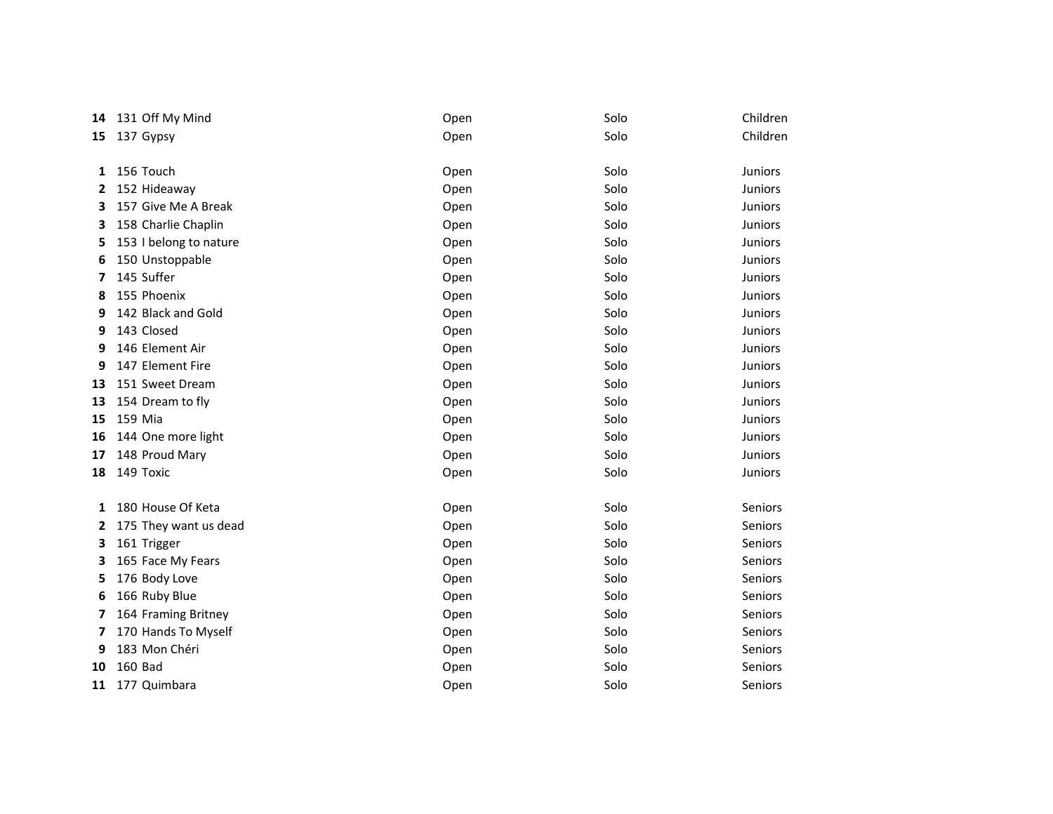| | | | | | |
|---|---|---|---|---|---|
| **14** | 131 | Off My Mind | Open | Solo | Children |
| **15** | 137 | Gypsy | Open | Solo | Children |
| | | | | | |
| **1** | 156 | Touch | Open | Solo | Juniors |
| **2** | 152 | Hideaway | Open | Solo | Juniors |
| **3** | 157 | Give Me A Break | Open | Solo | Juniors |
| **3** | 158 | Charlie Chaplin | Open | Solo | Juniors |
| **5** | 153 | I belong to nature | Open | Solo | Juniors |
| **6** | 150 | Unstoppable | Open | Solo | Juniors |
| **7** | 145 | Suffer | Open | Solo | Juniors |
| **8** | 155 | Phoenix | Open | Solo | Juniors |
| **9** | 142 | Black and Gold | Open | Solo | Juniors |
| **9** | 143 | Closed | Open | Solo | Juniors |
| **9** | 146 | Element Air | Open | Solo | Juniors |
| **9** | 147 | Element Fire | Open | Solo | Juniors |
| **13** | 151 | Sweet Dream | Open | Solo | Juniors |
| **13** | 154 | Dream to fly | Open | Solo | Juniors |
| **15** | 159 | Mia | Open | Solo | Juniors |
| **16** | 144 | One more light | Open | Solo | Juniors |
| **17** | 148 | Proud Mary | Open | Solo | Juniors |
| **18** | 149 | Toxic | Open | Solo | Juniors |
| | | | | | |
| **1** | 180 | House Of Keta | Open | Solo | Seniors |
| **2** | 175 | They want us dead | Open | Solo | Seniors |
| **3** | 161 | Trigger | Open | Solo | Seniors |
| **3** | 165 | Face My Fears | Open | Solo | Seniors |
| **5** | 176 | Body Love | Open | Solo | Seniors |
| **6** | 166 | Ruby Blue | Open | Solo | Seniors |
| **7** | 164 | Framing Britney | Open | Solo | Seniors |
| **7** | 170 | Hands To Myself | Open | Solo | Seniors |
| **9** | 183 | Mon Chéri | Open | Solo | Seniors |
| **10** | 160 | Bad | Open | Solo | Seniors |
| **11** | 177 | Quimbara | Open | Solo | Seniors |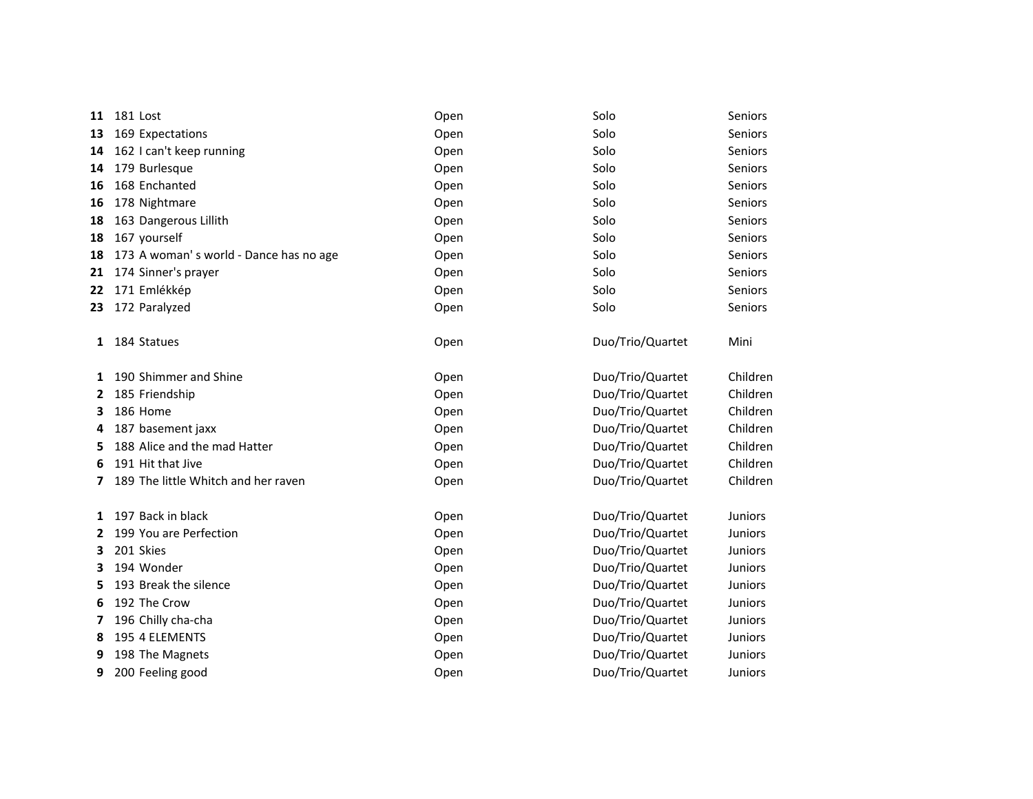| | | | | | |
|---|---|---|---|---|---|
| **11** | 181 | Lost | Open | Solo | Seniors |
| **13** | 169 | Expectations | Open | Solo | Seniors |
| **14** | 162 | I can't keep running | Open | Solo | Seniors |
| **14** | 179 | Burlesque | Open | Solo | Seniors |
| **16** | 168 | Enchanted | Open | Solo | Seniors |
| **16** | 178 | Nightmare | Open | Solo | Seniors |
| **18** | 163 | Dangerous Lillith | Open | Solo | Seniors |
| **18** | 167 | yourself | Open | Solo | Seniors |
| **18** | 173 | A woman' s world - Dance has no age | Open | Solo | Seniors |
| **21** | 174 | Sinner's prayer | Open | Solo | Seniors |
| **22** | 171 | Emlékkép | Open | Solo | Seniors |
| **23** | 172 | Paralyzed | Open | Solo | Seniors |
| | | | | | |
| **1** | 184 | Statues | Open | Duo/Trio/Quartet | Mini |
| | | | | | |
| **1** | 190 | Shimmer and Shine | Open | Duo/Trio/Quartet | Children |
| **2** | 185 | Friendship | Open | Duo/Trio/Quartet | Children |
| **3** | 186 | Home | Open | Duo/Trio/Quartet | Children |
| **4** | 187 | basement jaxx | Open | Duo/Trio/Quartet | Children |
| **5** | 188 | Alice and the mad Hatter | Open | Duo/Trio/Quartet | Children |
| **6** | 191 | Hit that Jive | Open | Duo/Trio/Quartet | Children |
| **7** | 189 | The little Whitch and her raven | Open | Duo/Trio/Quartet | Children |
| | | | | | |
| **1** | 197 | Back in black | Open | Duo/Trio/Quartet | Juniors |
| **2** | 199 | You are Perfection | Open | Duo/Trio/Quartet | Juniors |
| **3** | 201 | Skies | Open | Duo/Trio/Quartet | Juniors |
| **3** | 194 | Wonder | Open | Duo/Trio/Quartet | Juniors |
| **5** | 193 | Break the silence | Open | Duo/Trio/Quartet | Juniors |
| **6** | 192 | The Crow | Open | Duo/Trio/Quartet | Juniors |
| **7** | 196 | Chilly cha-cha | Open | Duo/Trio/Quartet | Juniors |
| **8** | 195 | 4 ELEMENTS | Open | Duo/Trio/Quartet | Juniors |
| **9** | 198 | The Magnets | Open | Duo/Trio/Quartet | Juniors |
| **9** | 200 | Feeling good | Open | Duo/Trio/Quartet | Juniors |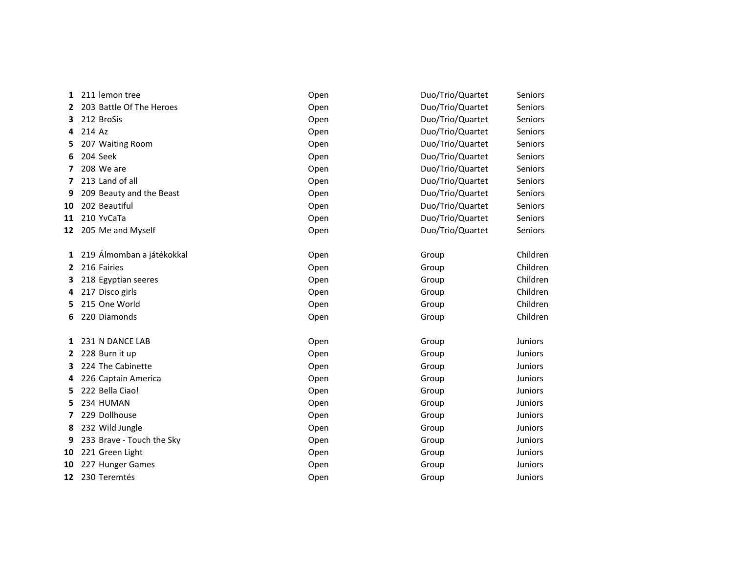| | | | | | |
|---|---|---|---|---|---|
| **1** | 211 | lemon tree | Open | Duo/Trio/Quartet | Seniors |
| **2** | 203 | Battle Of The Heroes | Open | Duo/Trio/Quartet | Seniors |
| **3** | 212 | BroSis | Open | Duo/Trio/Quartet | Seniors |
| **4** | 214 | Az | Open | Duo/Trio/Quartet | Seniors |
| **5** | 207 | Waiting Room | Open | Duo/Trio/Quartet | Seniors |
| **6** | 204 | Seek | Open | Duo/Trio/Quartet | Seniors |
| **7** | 208 | We are | Open | Duo/Trio/Quartet | Seniors |
| **7** | 213 | Land of all | Open | Duo/Trio/Quartet | Seniors |
| **9** | 209 | Beauty and the Beast | Open | Duo/Trio/Quartet | Seniors |
| **10** | 202 | Beautiful | Open | Duo/Trio/Quartet | Seniors |
| **11** | 210 | YvCaTa | Open | Duo/Trio/Quartet | Seniors |
| **12** | 205 | Me and Myself | Open | Duo/Trio/Quartet | Seniors |

| | | | | | |
|---|---|---|---|---|---|
| **1** | 219 | Álmomban a játékokkal | Open | Group | Children |
| **2** | 216 | Fairies | Open | Group | Children |
| **3** | 218 | Egyptian seeres | Open | Group | Children |
| **4** | 217 | Disco girls | Open | Group | Children |
| **5** | 215 | One World | Open | Group | Children |
| **6** | 220 | Diamonds | Open | Group | Children |

| | | | | | |
|---|---|---|---|---|---|
| **1** | 231 | N DANCE LAB | Open | Group | Juniors |
| **2** | 228 | Burn it up | Open | Group | Juniors |
| **3** | 224 | The Cabinette | Open | Group | Juniors |
| **4** | 226 | Captain America | Open | Group | Juniors |
| **5** | 222 | Bella Ciao! | Open | Group | Juniors |
| **5** | 234 | HUMAN | Open | Group | Juniors |
| **7** | 229 | Dollhouse | Open | Group | Juniors |
| **8** | 232 | Wild Jungle | Open | Group | Juniors |
| **9** | 233 | Brave - Touch the Sky | Open | Group | Juniors |
| **10** | 221 | Green Light | Open | Group | Juniors |
| **10** | 227 | Hunger Games | Open | Group | Juniors |
| **12** | 230 | Teremtés | Open | Group | Juniors |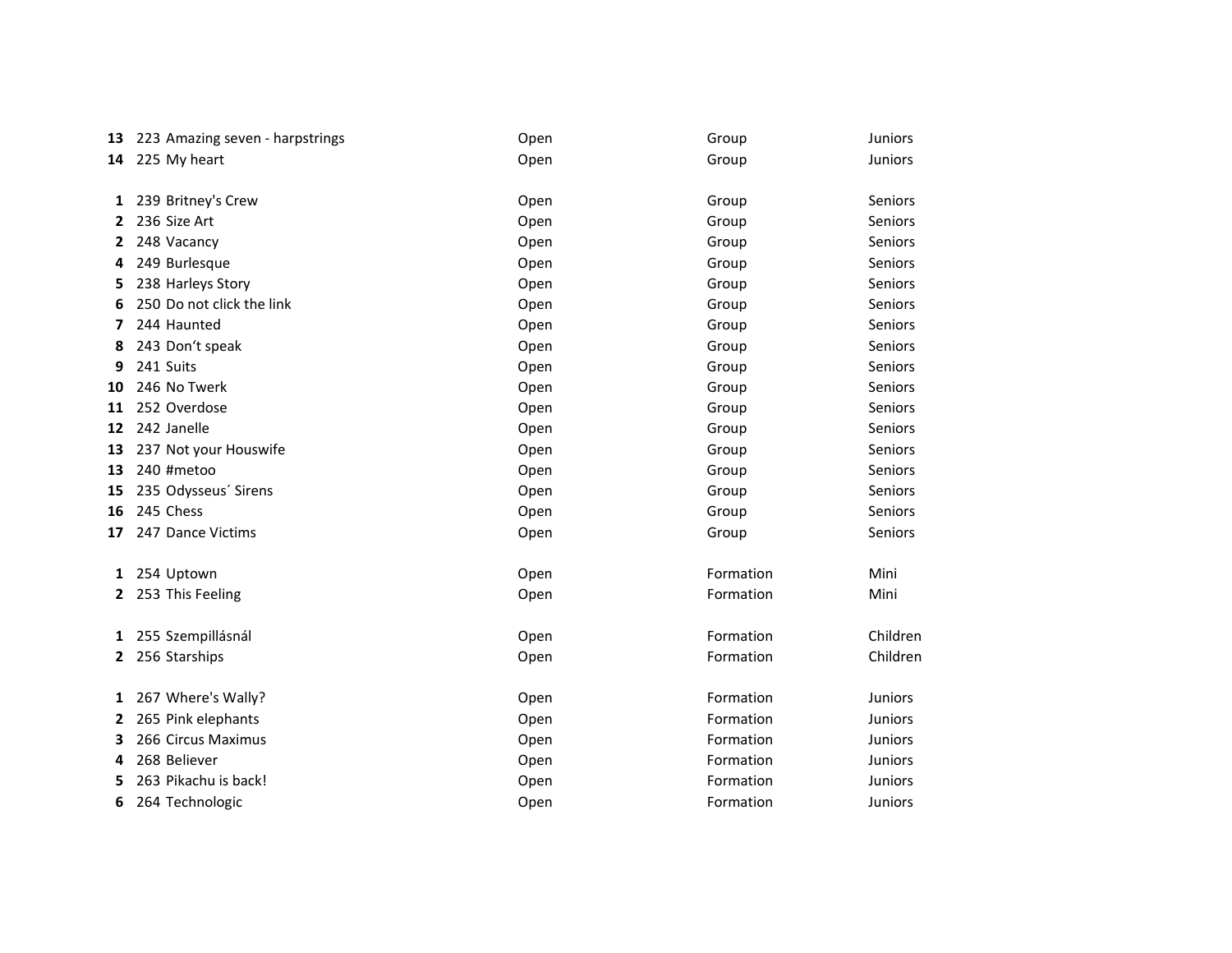| | | | | | |
|---|---|---|---|---|---|
| **13** | 223 | Amazing seven - harpstrings | Open | Group | Juniors |
| **14** | 225 | My heart | Open | Group | Juniors |
| | | | | | |
| **1** | 239 | Britney's Crew | Open | Group | Seniors |
| **2** | 236 | Size Art | Open | Group | Seniors |
| **2** | 248 | Vacancy | Open | Group | Seniors |
| **4** | 249 | Burlesque | Open | Group | Seniors |
| **5** | 238 | Harleys Story | Open | Group | Seniors |
| **6** | 250 | Do not click the link | Open | Group | Seniors |
| **7** | 244 | Haunted | Open | Group | Seniors |
| **8** | 243 | Don't speak | Open | Group | Seniors |
| **9** | 241 | Suits | Open | Group | Seniors |
| **10** | 246 | No Twerk | Open | Group | Seniors |
| **11** | 252 | Overdose | Open | Group | Seniors |
| **12** | 242 | Janelle | Open | Group | Seniors |
| **13** | 237 | Not your Houswife | Open | Group | Seniors |
| **13** | 240 | #metoo | Open | Group | Seniors |
| **15** | 235 | Odysseus´ Sirens | Open | Group | Seniors |
| **16** | 245 | Chess | Open | Group | Seniors |
| **17** | 247 | Dance Victims | Open | Group | Seniors |
| | | | | | |
| **1** | 254 | Uptown | Open | Formation | Mini |
| **2** | 253 | This Feeling | Open | Formation | Mini |
| | | | | | |
| **1** | 255 | Szempillásnál | Open | Formation | Children |
| **2** | 256 | Starships | Open | Formation | Children |
| | | | | | |
| **1** | 267 | Where's Wally? | Open | Formation | Juniors |
| **2** | 265 | Pink elephants | Open | Formation | Juniors |
| **3** | 266 | Circus Maximus | Open | Formation | Juniors |
| **4** | 268 | Believer | Open | Formation | Juniors |
| **5** | 263 | Pikachu is back! | Open | Formation | Juniors |
| **6** | 264 | Technologic | Open | Formation | Juniors |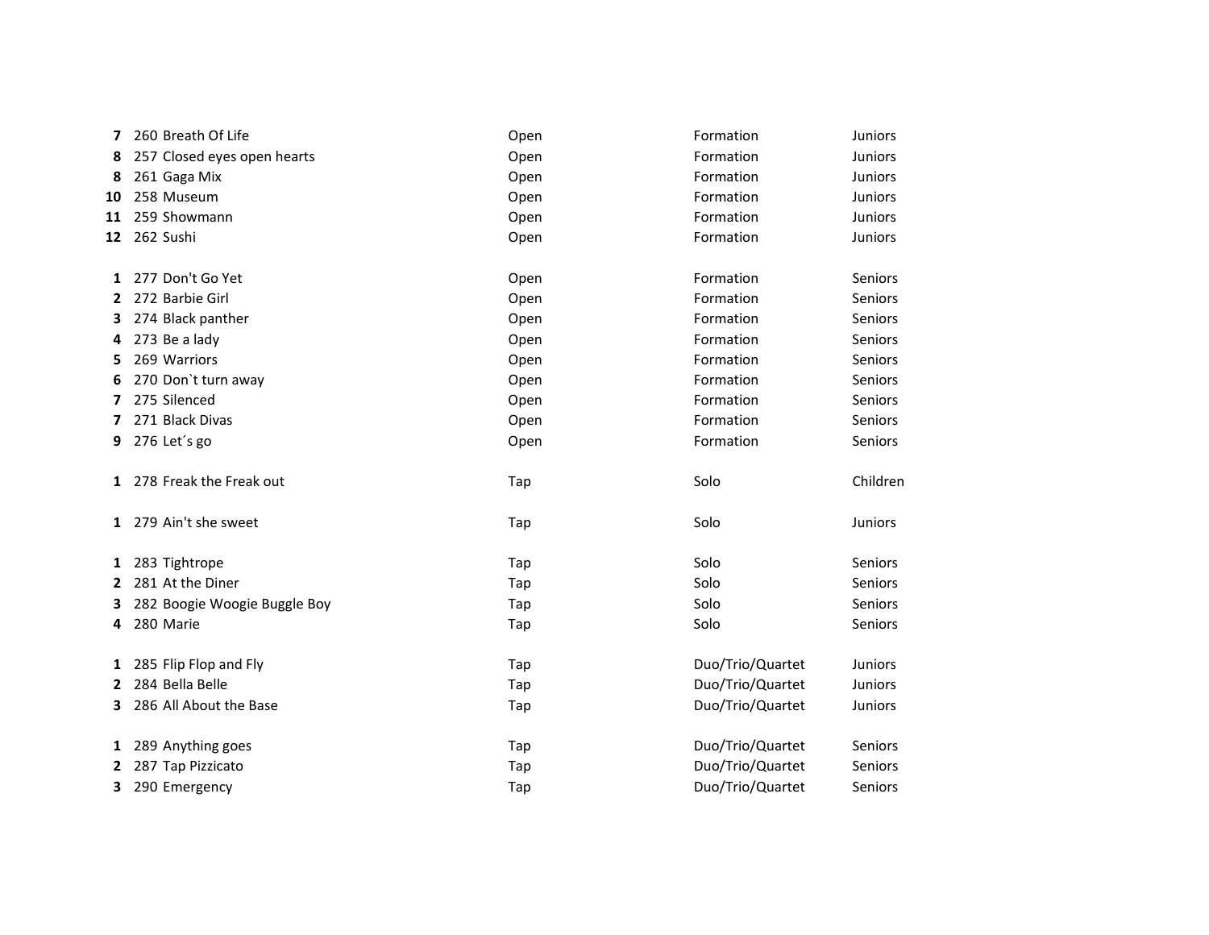| Rank | No. | Title | Style | Category | Age Group |
|---|---|---|---|---|---|
| **7** | 260 | Breath Of Life | Open | Formation | Juniors |
| **8** | 257 | Closed eyes open hearts | Open | Formation | Juniors |
| **8** | 261 | Gaga Mix | Open | Formation | Juniors |
| **10** | 258 | Museum | Open | Formation | Juniors |
| **11** | 259 | Showmann | Open | Formation | Juniors |
| **12** | 262 | Sushi | Open | Formation | Juniors |
| | | | | | |
| **1** | 277 | Don't Go Yet | Open | Formation | Seniors |
| **2** | 272 | Barbie Girl | Open | Formation | Seniors |
| **3** | 274 | Black panther | Open | Formation | Seniors |
| **4** | 273 | Be a lady | Open | Formation | Seniors |
| **5** | 269 | Warriors | Open | Formation | Seniors |
| **6** | 270 | Don`t turn away | Open | Formation | Seniors |
| **7** | 275 | Silenced | Open | Formation | Seniors |
| **7** | 271 | Black Divas | Open | Formation | Seniors |
| **9** | 276 | Let´s go | Open | Formation | Seniors |
| | | | | | |
| **1** | 278 | Freak the Freak out | Tap | Solo | Children |
| | | | | | |
| **1** | 279 | Ain't she sweet | Tap | Solo | Juniors |
| | | | | | |
| **1** | 283 | Tightrope | Tap | Solo | Seniors |
| **2** | 281 | At the Diner | Tap | Solo | Seniors |
| **3** | 282 | Boogie Woogie Buggle Boy | Tap | Solo | Seniors |
| **4** | 280 | Marie | Tap | Solo | Seniors |
| | | | | | |
| **1** | 285 | Flip Flop and Fly | Tap | Duo/Trio/Quartet | Juniors |
| **2** | 284 | Bella Belle | Tap | Duo/Trio/Quartet | Juniors |
| **3** | 286 | All About the Base | Tap | Duo/Trio/Quartet | Juniors |
| | | | | | |
| **1** | 289 | Anything goes | Tap | Duo/Trio/Quartet | Seniors |
| **2** | 287 | Tap Pizzicato | Tap | Duo/Trio/Quartet | Seniors |
| **3** | 290 | Emergency | Tap | Duo/Trio/Quartet | Seniors |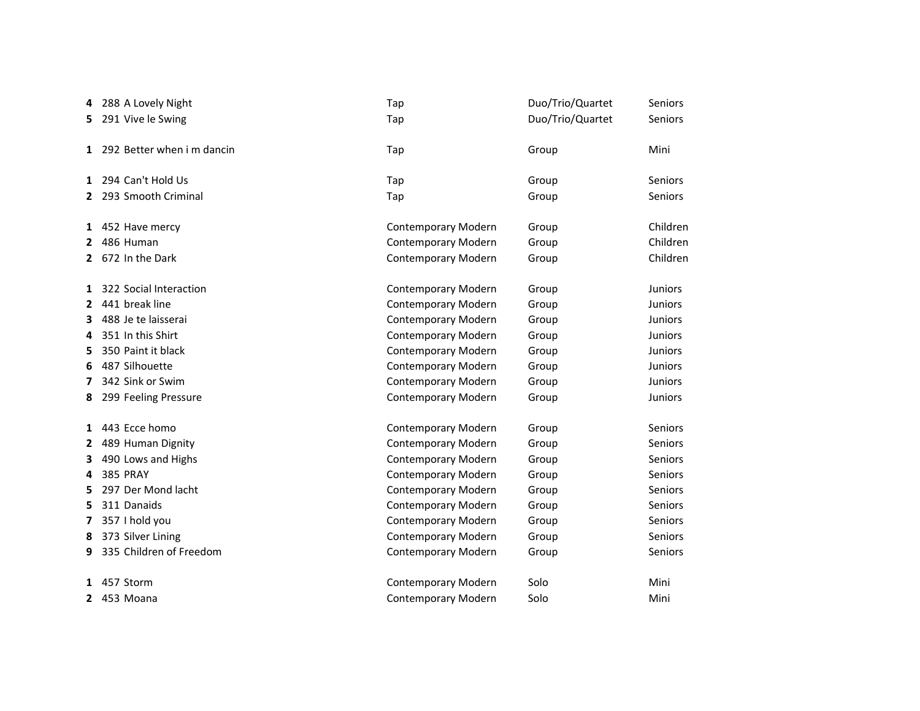| | | | | | |
|---|---|---|---|---|---|
| 4 | 288 | A Lovely Night | Tap | Duo/Trio/Quartet | Seniors |
| 5 | 291 | Vive le Swing | Tap | Duo/Trio/Quartet | Seniors |
| | | | | | |
| 1 | 292 | Better when i m dancin | Tap | Group | Mini |
| | | | | | |
| 1 | 294 | Can't Hold Us | Tap | Group | Seniors |
| 2 | 293 | Smooth Criminal | Tap | Group | Seniors |
| | | | | | |
| 1 | 452 | Have mercy | Contemporary Modern | Group | Children |
| 2 | 486 | Human | Contemporary Modern | Group | Children |
| 2 | 672 | In the Dark | Contemporary Modern | Group | Children |
| | | | | | |
| 1 | 322 | Social Interaction | Contemporary Modern | Group | Juniors |
| 2 | 441 | break line | Contemporary Modern | Group | Juniors |
| 3 | 488 | Je te laisserai | Contemporary Modern | Group | Juniors |
| 4 | 351 | In this Shirt | Contemporary Modern | Group | Juniors |
| 5 | 350 | Paint it black | Contemporary Modern | Group | Juniors |
| 6 | 487 | Silhouette | Contemporary Modern | Group | Juniors |
| 7 | 342 | Sink or Swim | Contemporary Modern | Group | Juniors |
| 8 | 299 | Feeling Pressure | Contemporary Modern | Group | Juniors |
| | | | | | |
| 1 | 443 | Ecce homo | Contemporary Modern | Group | Seniors |
| 2 | 489 | Human Dignity | Contemporary Modern | Group | Seniors |
| 3 | 490 | Lows and Highs | Contemporary Modern | Group | Seniors |
| 4 | 385 | PRAY | Contemporary Modern | Group | Seniors |
| 5 | 297 | Der Mond lacht | Contemporary Modern | Group | Seniors |
| 5 | 311 | Danaids | Contemporary Modern | Group | Seniors |
| 7 | 357 | I hold you | Contemporary Modern | Group | Seniors |
| 8 | 373 | Silver Lining | Contemporary Modern | Group | Seniors |
| 9 | 335 | Children of Freedom | Contemporary Modern | Group | Seniors |
| | | | | | |
| 1 | 457 | Storm | Contemporary Modern | Solo | Mini |
| 2 | 453 | Moana | Contemporary Modern | Solo | Mini |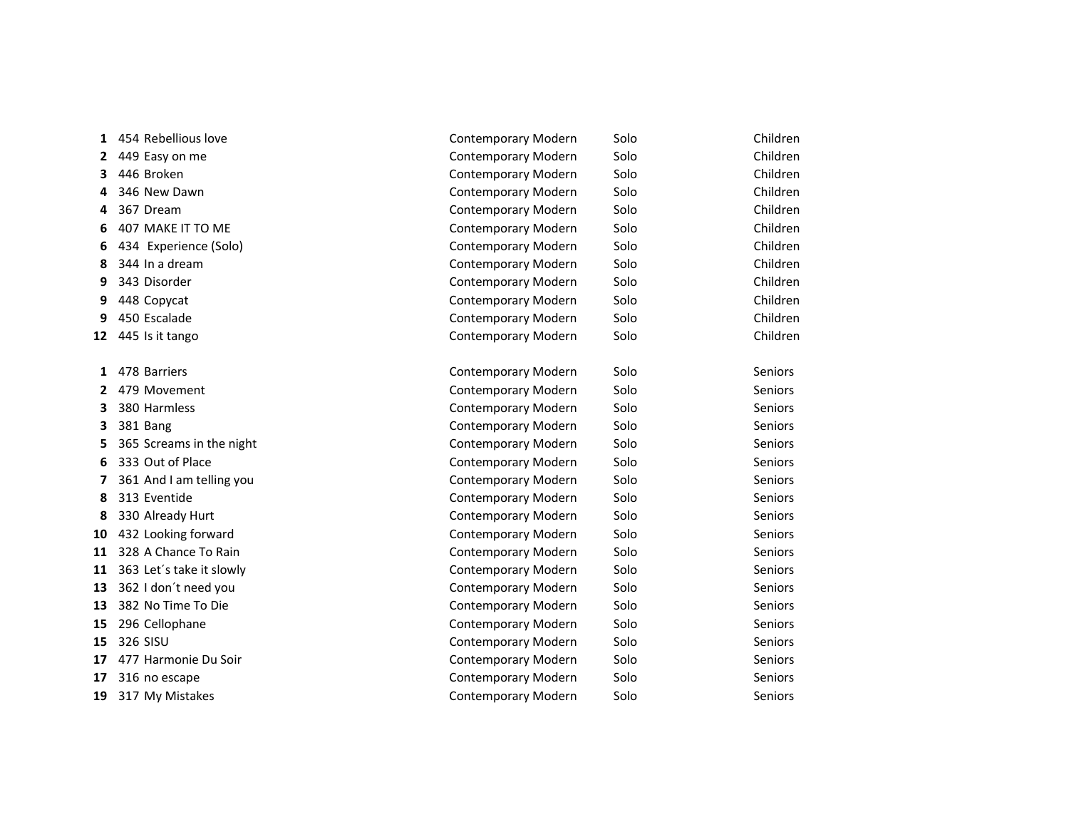| | | | | | |
|---|---|---|---|---|---|
| 1 | 454 | Rebellious love | Contemporary Modern | Solo | Children |
| 2 | 449 | Easy on me | Contemporary Modern | Solo | Children |
| 3 | 446 | Broken | Contemporary Modern | Solo | Children |
| 4 | 346 | New Dawn | Contemporary Modern | Solo | Children |
| 4 | 367 | Dream | Contemporary Modern | Solo | Children |
| 6 | 407 | MAKE IT TO ME | Contemporary Modern | Solo | Children |
| 6 | 434 | Experience (Solo) | Contemporary Modern | Solo | Children |
| 8 | 344 | In a dream | Contemporary Modern | Solo | Children |
| 9 | 343 | Disorder | Contemporary Modern | Solo | Children |
| 9 | 448 | Copycat | Contemporary Modern | Solo | Children |
| 9 | 450 | Escalade | Contemporary Modern | Solo | Children |
| 12 | 445 | Is it tango | Contemporary Modern | Solo | Children |

| | | | | | |
|---|---|---|---|---|---|
| 1 | 478 | Barriers | Contemporary Modern | Solo | Seniors |
| 2 | 479 | Movement | Contemporary Modern | Solo | Seniors |
| 3 | 380 | Harmless | Contemporary Modern | Solo | Seniors |
| 3 | 381 | Bang | Contemporary Modern | Solo | Seniors |
| 5 | 365 | Screams in the night | Contemporary Modern | Solo | Seniors |
| 6 | 333 | Out of Place | Contemporary Modern | Solo | Seniors |
| 7 | 361 | And I am telling you | Contemporary Modern | Solo | Seniors |
| 8 | 313 | Eventide | Contemporary Modern | Solo | Seniors |
| 8 | 330 | Already Hurt | Contemporary Modern | Solo | Seniors |
| 10 | 432 | Looking forward | Contemporary Modern | Solo | Seniors |
| 11 | 328 | A Chance To Rain | Contemporary Modern | Solo | Seniors |
| 11 | 363 | Let´s take it slowly | Contemporary Modern | Solo | Seniors |
| 13 | 362 | I don´t need you | Contemporary Modern | Solo | Seniors |
| 13 | 382 | No Time To Die | Contemporary Modern | Solo | Seniors |
| 15 | 296 | Cellophane | Contemporary Modern | Solo | Seniors |
| 15 | 326 | SISU | Contemporary Modern | Solo | Seniors |
| 17 | 477 | Harmonie Du Soir | Contemporary Modern | Solo | Seniors |
| 17 | 316 | no escape | Contemporary Modern | Solo | Seniors |
| 19 | 317 | My Mistakes | Contemporary Modern | Solo | Seniors |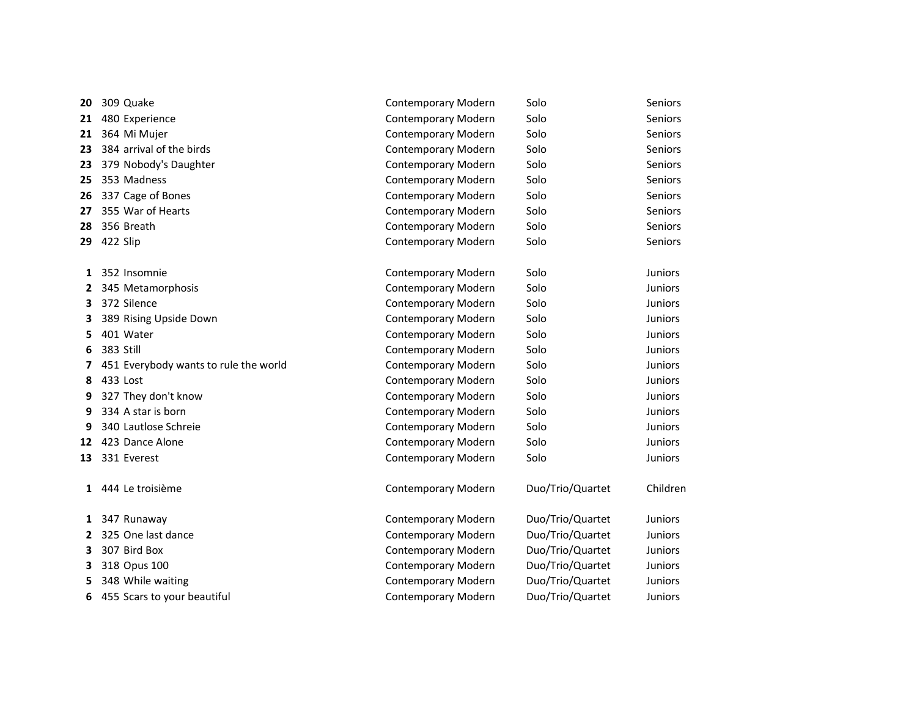| | | | | | |
|---|---|---|---|---|---|
| 20 | 309 | Quake | Contemporary Modern | Solo | Seniors |
| 21 | 480 | Experience | Contemporary Modern | Solo | Seniors |
| 21 | 364 | Mi Mujer | Contemporary Modern | Solo | Seniors |
| 23 | 384 | arrival of the birds | Contemporary Modern | Solo | Seniors |
| 23 | 379 | Nobody's Daughter | Contemporary Modern | Solo | Seniors |
| 25 | 353 | Madness | Contemporary Modern | Solo | Seniors |
| 26 | 337 | Cage of Bones | Contemporary Modern | Solo | Seniors |
| 27 | 355 | War of Hearts | Contemporary Modern | Solo | Seniors |
| 28 | 356 | Breath | Contemporary Modern | Solo | Seniors |
| 29 | 422 | Slip | Contemporary Modern | Solo | Seniors |

| | | | | | |
|---|---|---|---|---|---|
| 1 | 352 | Insomnie | Contemporary Modern | Solo | Juniors |
| 2 | 345 | Metamorphosis | Contemporary Modern | Solo | Juniors |
| 3 | 372 | Silence | Contemporary Modern | Solo | Juniors |
| 3 | 389 | Rising Upside Down | Contemporary Modern | Solo | Juniors |
| 5 | 401 | Water | Contemporary Modern | Solo | Juniors |
| 6 | 383 | Still | Contemporary Modern | Solo | Juniors |
| 7 | 451 | Everybody wants to rule the world | Contemporary Modern | Solo | Juniors |
| 8 | 433 | Lost | Contemporary Modern | Solo | Juniors |
| 9 | 327 | They don't know | Contemporary Modern | Solo | Juniors |
| 9 | 334 | A star is born | Contemporary Modern | Solo | Juniors |
| 9 | 340 | Lautlose Schreie | Contemporary Modern | Solo | Juniors |
| 12 | 423 | Dance Alone | Contemporary Modern | Solo | Juniors |
| 13 | 331 | Everest | Contemporary Modern | Solo | Juniors |

| | | | | | |
|---|---|---|---|---|---|
| 1 | 444 | Le troisième | Contemporary Modern | Duo/Trio/Quartet | Children |

| | | | | | |
|---|---|---|---|---|---|
| 1 | 347 | Runaway | Contemporary Modern | Duo/Trio/Quartet | Juniors |
| 2 | 325 | One last dance | Contemporary Modern | Duo/Trio/Quartet | Juniors |
| 3 | 307 | Bird Box | Contemporary Modern | Duo/Trio/Quartet | Juniors |
| 3 | 318 | Opus 100 | Contemporary Modern | Duo/Trio/Quartet | Juniors |
| 5 | 348 | While waiting | Contemporary Modern | Duo/Trio/Quartet | Juniors |
| 6 | 455 | Scars to your beautiful | Contemporary Modern | Duo/Trio/Quartet | Juniors |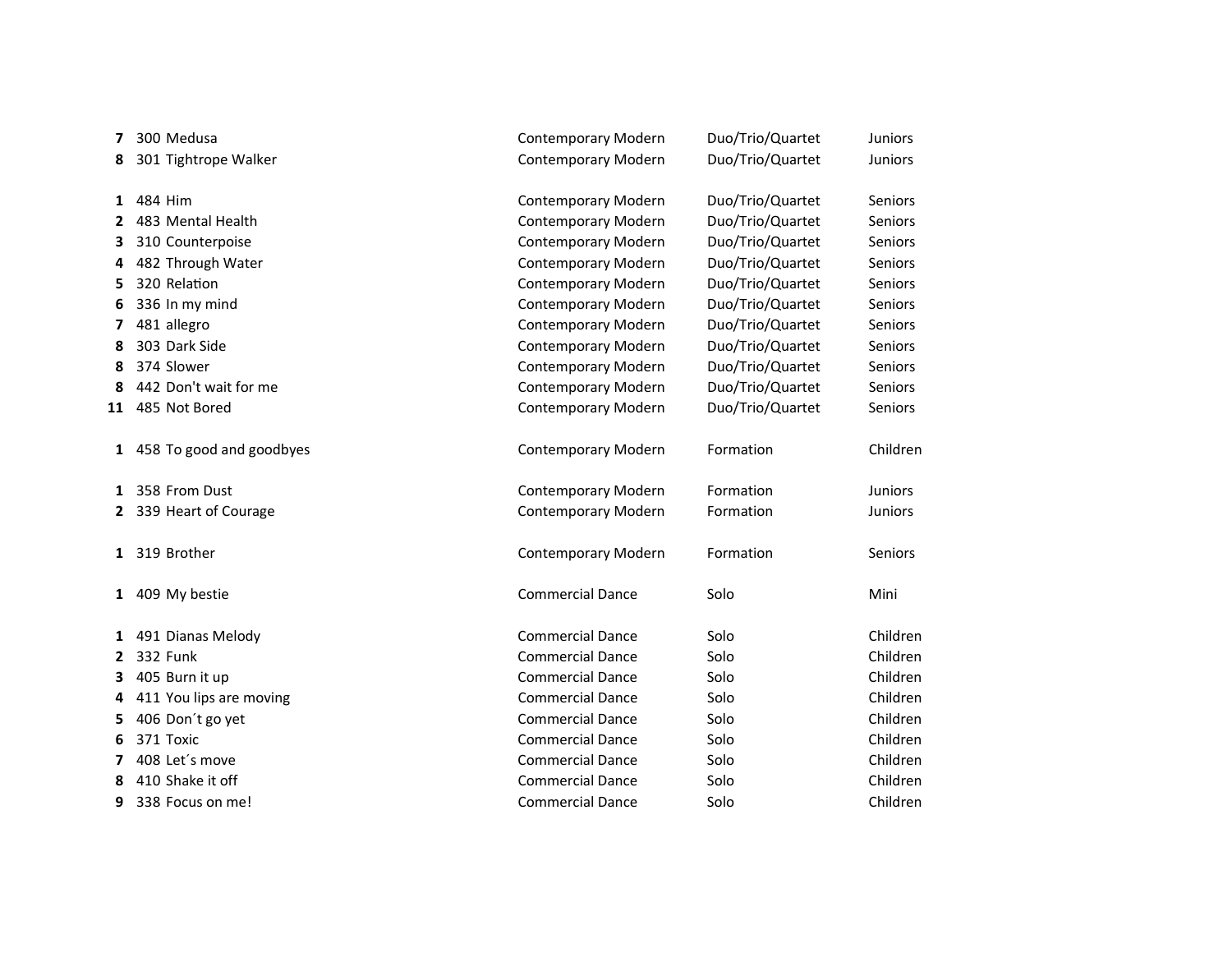| | | | | | |
|---|---|---|---|---|---|
| **7** | 300 | Medusa | Contemporary Modern | Duo/Trio/Quartet | Juniors |
| **8** | 301 | Tightrope Walker | Contemporary Modern | Duo/Trio/Quartet | Juniors |
| | | | | | |
| **1** | 484 | Him | Contemporary Modern | Duo/Trio/Quartet | Seniors |
| **2** | 483 | Mental Health | Contemporary Modern | Duo/Trio/Quartet | Seniors |
| **3** | 310 | Counterpoise | Contemporary Modern | Duo/Trio/Quartet | Seniors |
| **4** | 482 | Through Water | Contemporary Modern | Duo/Trio/Quartet | Seniors |
| **5** | 320 | Relation | Contemporary Modern | Duo/Trio/Quartet | Seniors |
| **6** | 336 | In my mind | Contemporary Modern | Duo/Trio/Quartet | Seniors |
| **7** | 481 | allegro | Contemporary Modern | Duo/Trio/Quartet | Seniors |
| **8** | 303 | Dark Side | Contemporary Modern | Duo/Trio/Quartet | Seniors |
| **8** | 374 | Slower | Contemporary Modern | Duo/Trio/Quartet | Seniors |
| **8** | 442 | Don't wait for me | Contemporary Modern | Duo/Trio/Quartet | Seniors |
| **11** | 485 | Not Bored | Contemporary Modern | Duo/Trio/Quartet | Seniors |
| | | | | | |
| **1** | 458 | To good and goodbyes | Contemporary Modern | Formation | Children |
| | | | | | |
| **1** | 358 | From Dust | Contemporary Modern | Formation | Juniors |
| **2** | 339 | Heart of Courage | Contemporary Modern | Formation | Juniors |
| | | | | | |
| **1** | 319 | Brother | Contemporary Modern | Formation | Seniors |
| | | | | | |
| **1** | 409 | My bestie | Commercial Dance | Solo | Mini |
| | | | | | |
| **1** | 491 | Dianas Melody | Commercial Dance | Solo | Children |
| **2** | 332 | Funk | Commercial Dance | Solo | Children |
| **3** | 405 | Burn it up | Commercial Dance | Solo | Children |
| **4** | 411 | You lips are moving | Commercial Dance | Solo | Children |
| **5** | 406 | Don´t go yet | Commercial Dance | Solo | Children |
| **6** | 371 | Toxic | Commercial Dance | Solo | Children |
| **7** | 408 | Let´s move | Commercial Dance | Solo | Children |
| **8** | 410 | Shake it off | Commercial Dance | Solo | Children |
| **9** | 338 | Focus on me! | Commercial Dance | Solo | Children |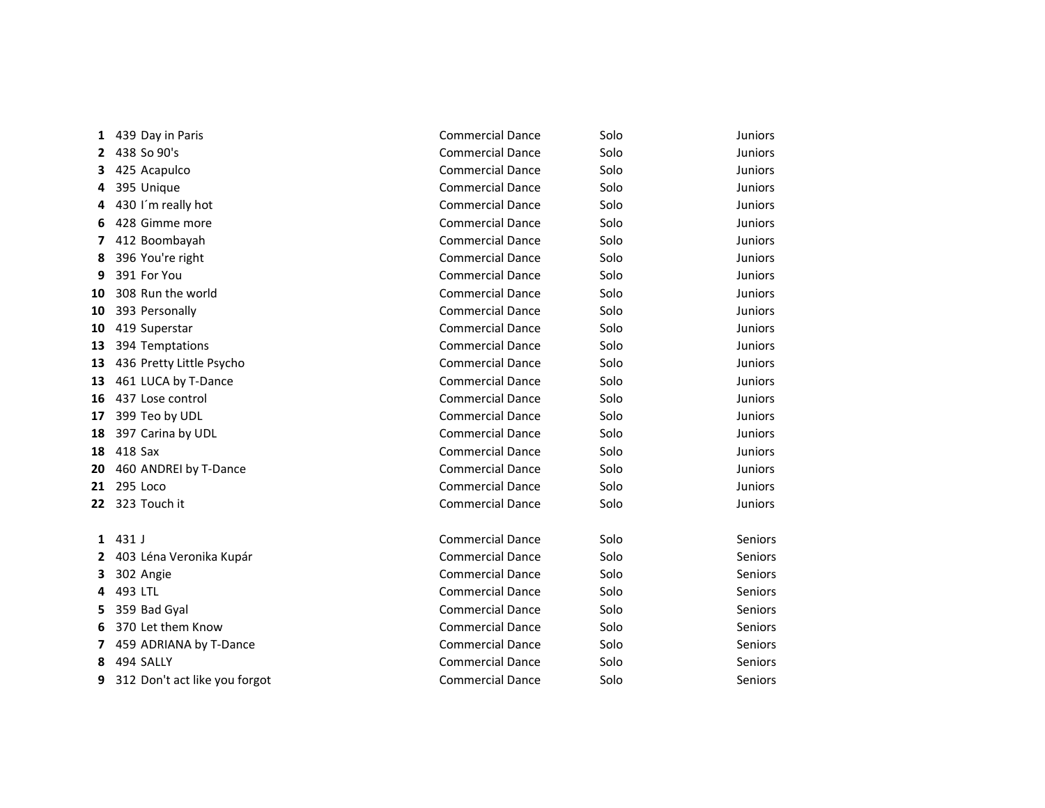| | | | | | |
|---|---|---|---|---|---|
| **1** | 439 | Day in Paris | Commercial Dance | Solo | Juniors |
| **2** | 438 | So 90's | Commercial Dance | Solo | Juniors |
| **3** | 425 | Acapulco | Commercial Dance | Solo | Juniors |
| **4** | 395 | Unique | Commercial Dance | Solo | Juniors |
| **4** | 430 | I´m really hot | Commercial Dance | Solo | Juniors |
| **6** | 428 | Gimme more | Commercial Dance | Solo | Juniors |
| **7** | 412 | Boombayah | Commercial Dance | Solo | Juniors |
| **8** | 396 | You're right | Commercial Dance | Solo | Juniors |
| **9** | 391 | For You | Commercial Dance | Solo | Juniors |
| **10** | 308 | Run the world | Commercial Dance | Solo | Juniors |
| **10** | 393 | Personally | Commercial Dance | Solo | Juniors |
| **10** | 419 | Superstar | Commercial Dance | Solo | Juniors |
| **13** | 394 | Temptations | Commercial Dance | Solo | Juniors |
| **13** | 436 | Pretty Little Psycho | Commercial Dance | Solo | Juniors |
| **13** | 461 | LUCA by T-Dance | Commercial Dance | Solo | Juniors |
| **16** | 437 | Lose control | Commercial Dance | Solo | Juniors |
| **17** | 399 | Teo by UDL | Commercial Dance | Solo | Juniors |
| **18** | 397 | Carina by UDL | Commercial Dance | Solo | Juniors |
| **18** | 418 | Sax | Commercial Dance | Solo | Juniors |
| **20** | 460 | ANDREI by T-Dance | Commercial Dance | Solo | Juniors |
| **21** | 295 | Loco | Commercial Dance | Solo | Juniors |
| **22** | 323 | Touch it | Commercial Dance | Solo | Juniors |

| | | | | | |
|---|---|---|---|---|---|
| **1** | 431 | J | Commercial Dance | Solo | Seniors |
| **2** | 403 | Léna Veronika Kupár | Commercial Dance | Solo | Seniors |
| **3** | 302 | Angie | Commercial Dance | Solo | Seniors |
| **4** | 493 | LTL | Commercial Dance | Solo | Seniors |
| **5** | 359 | Bad Gyal | Commercial Dance | Solo | Seniors |
| **6** | 370 | Let them Know | Commercial Dance | Solo | Seniors |
| **7** | 459 | ADRIANA by T-Dance | Commercial Dance | Solo | Seniors |
| **8** | 494 | SALLY | Commercial Dance | Solo | Seniors |
| **9** | 312 | Don't act like you forgot | Commercial Dance | Solo | Seniors |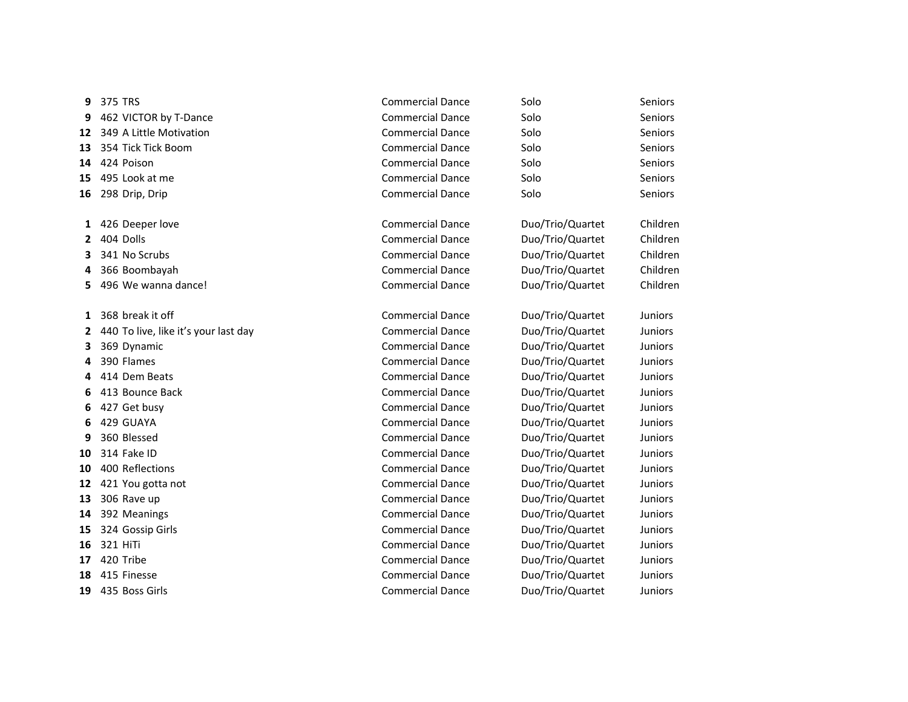| | | | | |
|---|---|---|---|---|
| **9** | 375 TRS | Commercial Dance | Solo | Seniors |
| **9** | 462 VICTOR by T-Dance | Commercial Dance | Solo | Seniors |
| **12** | 349 A Little Motivation | Commercial Dance | Solo | Seniors |
| **13** | 354 Tick Tick Boom | Commercial Dance | Solo | Seniors |
| **14** | 424 Poison | Commercial Dance | Solo | Seniors |
| **15** | 495 Look at me | Commercial Dance | Solo | Seniors |
| **16** | 298 Drip, Drip | Commercial Dance | Solo | Seniors |

| | | | | |
|---|---|---|---|---|
| **1** | 426 Deeper love | Commercial Dance | Duo/Trio/Quartet | Children |
| **2** | 404 Dolls | Commercial Dance | Duo/Trio/Quartet | Children |
| **3** | 341 No Scrubs | Commercial Dance | Duo/Trio/Quartet | Children |
| **4** | 366 Boombayah | Commercial Dance | Duo/Trio/Quartet | Children |
| **5** | 496 We wanna dance! | Commercial Dance | Duo/Trio/Quartet | Children |

| | | | | |
|---|---|---|---|---|
| **1** | 368 break it off | Commercial Dance | Duo/Trio/Quartet | Juniors |
| **2** | 440 To live, like it's your last day | Commercial Dance | Duo/Trio/Quartet | Juniors |
| **3** | 369 Dynamic | Commercial Dance | Duo/Trio/Quartet | Juniors |
| **4** | 390 Flames | Commercial Dance | Duo/Trio/Quartet | Juniors |
| **4** | 414 Dem Beats | Commercial Dance | Duo/Trio/Quartet | Juniors |
| **6** | 413 Bounce Back | Commercial Dance | Duo/Trio/Quartet | Juniors |
| **6** | 427 Get busy | Commercial Dance | Duo/Trio/Quartet | Juniors |
| **6** | 429 GUAYA | Commercial Dance | Duo/Trio/Quartet | Juniors |
| **9** | 360 Blessed | Commercial Dance | Duo/Trio/Quartet | Juniors |
| **10** | 314 Fake ID | Commercial Dance | Duo/Trio/Quartet | Juniors |
| **10** | 400 Reflections | Commercial Dance | Duo/Trio/Quartet | Juniors |
| **12** | 421 You gotta not | Commercial Dance | Duo/Trio/Quartet | Juniors |
| **13** | 306 Rave up | Commercial Dance | Duo/Trio/Quartet | Juniors |
| **14** | 392 Meanings | Commercial Dance | Duo/Trio/Quartet | Juniors |
| **15** | 324 Gossip Girls | Commercial Dance | Duo/Trio/Quartet | Juniors |
| **16** | 321 HiTi | Commercial Dance | Duo/Trio/Quartet | Juniors |
| **17** | 420 Tribe | Commercial Dance | Duo/Trio/Quartet | Juniors |
| **18** | 415 Finesse | Commercial Dance | Duo/Trio/Quartet | Juniors |
| **19** | 435 Boss Girls | Commercial Dance | Duo/Trio/Quartet | Juniors |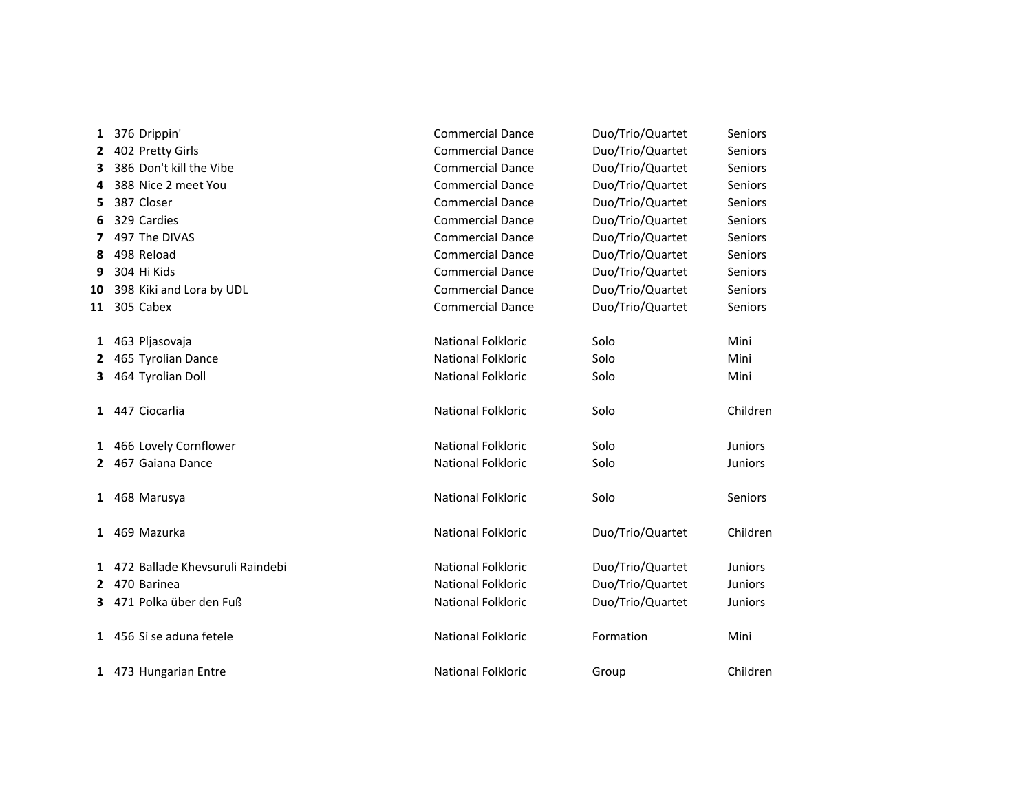| | | | | | |
|---|---|---|---|---|---|
| **1** | 376 | Drippin' | Commercial Dance | Duo/Trio/Quartet | Seniors |
| **2** | 402 | Pretty Girls | Commercial Dance | Duo/Trio/Quartet | Seniors |
| **3** | 386 | Don't kill the Vibe | Commercial Dance | Duo/Trio/Quartet | Seniors |
| **4** | 388 | Nice 2 meet You | Commercial Dance | Duo/Trio/Quartet | Seniors |
| **5** | 387 | Closer | Commercial Dance | Duo/Trio/Quartet | Seniors |
| **6** | 329 | Cardies | Commercial Dance | Duo/Trio/Quartet | Seniors |
| **7** | 497 | The DIVAS | Commercial Dance | Duo/Trio/Quartet | Seniors |
| **8** | 498 | Reload | Commercial Dance | Duo/Trio/Quartet | Seniors |
| **9** | 304 | Hi Kids | Commercial Dance | Duo/Trio/Quartet | Seniors |
| **10** | 398 | Kiki and Lora by UDL | Commercial Dance | Duo/Trio/Quartet | Seniors |
| **11** | 305 | Cabex | Commercial Dance | Duo/Trio/Quartet | Seniors |
| | | | | | |
| **1** | 463 | Pljasovaja | National Folkloric | Solo | Mini |
| **2** | 465 | Tyrolian Dance | National Folkloric | Solo | Mini |
| **3** | 464 | Tyrolian Doll | National Folkloric | Solo | Mini |
| | | | | | |
| **1** | 447 | Ciocarlia | National Folkloric | Solo | Children |
| | | | | | |
| **1** | 466 | Lovely Cornflower | National Folkloric | Solo | Juniors |
| **2** | 467 | Gaiana Dance | National Folkloric | Solo | Juniors |
| | | | | | |
| **1** | 468 | Marusya | National Folkloric | Solo | Seniors |
| | | | | | |
| **1** | 469 | Mazurka | National Folkloric | Duo/Trio/Quartet | Children |
| | | | | | |
| **1** | 472 | Ballade Khevsuruli Raindebi | National Folkloric | Duo/Trio/Quartet | Juniors |
| **2** | 470 | Barinea | National Folkloric | Duo/Trio/Quartet | Juniors |
| **3** | 471 | Polka über den Fuß | National Folkloric | Duo/Trio/Quartet | Juniors |
| | | | | | |
| **1** | 456 | Si se aduna fetele | National Folkloric | Formation | Mini |
| | | | | | |
| **1** | 473 | Hungarian Entre | National Folkloric | Group | Children |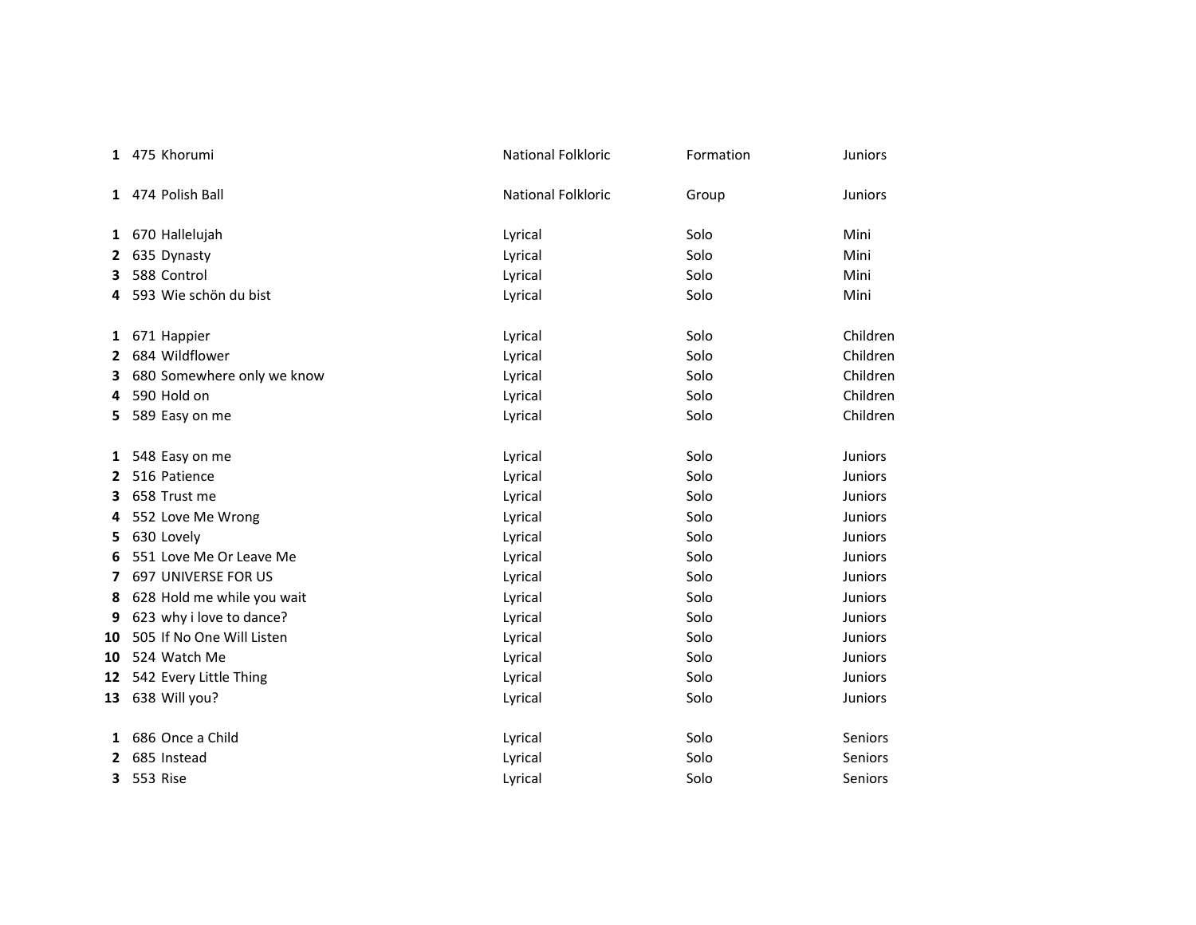| | | | | | |
|---|---|---|---|---|---|
| **1** | 475 | Khorumi | National Folkloric | Formation | Juniors |
| | | | | | |
| **1** | 474 | Polish Ball | National Folkloric | Group | Juniors |
| | | | | | |
| **1** | 670 | Hallelujah | Lyrical | Solo | Mini |
| **2** | 635 | Dynasty | Lyrical | Solo | Mini |
| **3** | 588 | Control | Lyrical | Solo | Mini |
| **4** | 593 | Wie schön du bist | Lyrical | Solo | Mini |
| | | | | | |
| **1** | 671 | Happier | Lyrical | Solo | Children |
| **2** | 684 | Wildflower | Lyrical | Solo | Children |
| **3** | 680 | Somewhere only we know | Lyrical | Solo | Children |
| **4** | 590 | Hold on | Lyrical | Solo | Children |
| **5** | 589 | Easy on me | Lyrical | Solo | Children |
| | | | | | |
| **1** | 548 | Easy on me | Lyrical | Solo | Juniors |
| **2** | 516 | Patience | Lyrical | Solo | Juniors |
| **3** | 658 | Trust me | Lyrical | Solo | Juniors |
| **4** | 552 | Love Me Wrong | Lyrical | Solo | Juniors |
| **5** | 630 | Lovely | Lyrical | Solo | Juniors |
| **6** | 551 | Love Me Or Leave Me | Lyrical | Solo | Juniors |
| **7** | 697 | UNIVERSE FOR US | Lyrical | Solo | Juniors |
| **8** | 628 | Hold me while you wait | Lyrical | Solo | Juniors |
| **9** | 623 | why i love to dance? | Lyrical | Solo | Juniors |
| **10** | 505 | If No One Will Listen | Lyrical | Solo | Juniors |
| **10** | 524 | Watch Me | Lyrical | Solo | Juniors |
| **12** | 542 | Every Little Thing | Lyrical | Solo | Juniors |
| **13** | 638 | Will you? | Lyrical | Solo | Juniors |
| | | | | | |
| **1** | 686 | Once a Child | Lyrical | Solo | Seniors |
| **2** | 685 | Instead | Lyrical | Solo | Seniors |
| **3** | 553 | Rise | Lyrical | Solo | Seniors |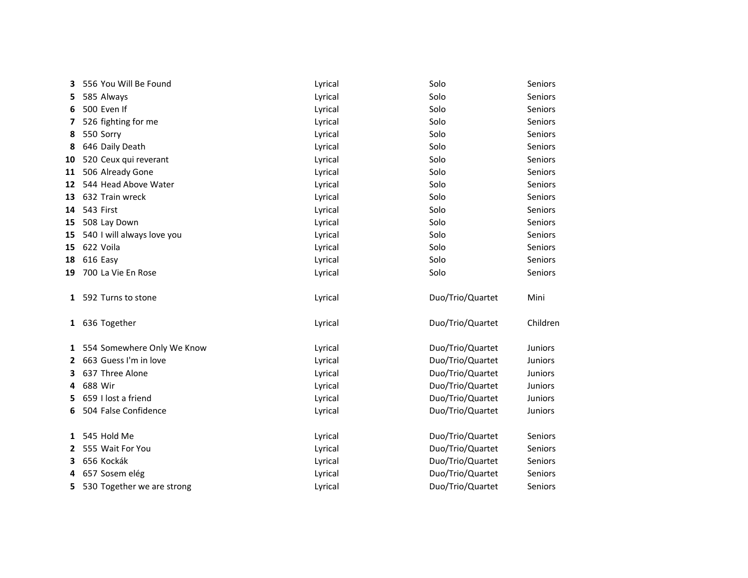| | | | | | |
|---|---|---|---|---|---|
| **3** | 556 | You Will Be Found | Lyrical | Solo | Seniors |
| **5** | 585 | Always | Lyrical | Solo | Seniors |
| **6** | 500 | Even If | Lyrical | Solo | Seniors |
| **7** | 526 | fighting for me | Lyrical | Solo | Seniors |
| **8** | 550 | Sorry | Lyrical | Solo | Seniors |
| **8** | 646 | Daily Death | Lyrical | Solo | Seniors |
| **10** | 520 | Ceux qui reverant | Lyrical | Solo | Seniors |
| **11** | 506 | Already Gone | Lyrical | Solo | Seniors |
| **12** | 544 | Head Above Water | Lyrical | Solo | Seniors |
| **13** | 632 | Train wreck | Lyrical | Solo | Seniors |
| **14** | 543 | First | Lyrical | Solo | Seniors |
| **15** | 508 | Lay Down | Lyrical | Solo | Seniors |
| **15** | 540 | I will always love you | Lyrical | Solo | Seniors |
| **15** | 622 | Voila | Lyrical | Solo | Seniors |
| **18** | 616 | Easy | Lyrical | Solo | Seniors |
| **19** | 700 | La Vie En Rose | Lyrical | Solo | Seniors |
| | | | | | |
| **1** | 592 | Turns to stone | Lyrical | Duo/Trio/Quartet | Mini |
| | | | | | |
| **1** | 636 | Together | Lyrical | Duo/Trio/Quartet | Children |
| | | | | | |
| **1** | 554 | Somewhere Only We Know | Lyrical | Duo/Trio/Quartet | Juniors |
| **2** | 663 | Guess I'm in love | Lyrical | Duo/Trio/Quartet | Juniors |
| **3** | 637 | Three Alone | Lyrical | Duo/Trio/Quartet | Juniors |
| **4** | 688 | Wir | Lyrical | Duo/Trio/Quartet | Juniors |
| **5** | 659 | I lost a friend | Lyrical | Duo/Trio/Quartet | Juniors |
| **6** | 504 | False Confidence | Lyrical | Duo/Trio/Quartet | Juniors |
| | | | | | |
| **1** | 545 | Hold Me | Lyrical | Duo/Trio/Quartet | Seniors |
| **2** | 555 | Wait For You | Lyrical | Duo/Trio/Quartet | Seniors |
| **3** | 656 | Kockák | Lyrical | Duo/Trio/Quartet | Seniors |
| **4** | 657 | Sosem elég | Lyrical | Duo/Trio/Quartet | Seniors |
| **5** | 530 | Together we are strong | Lyrical | Duo/Trio/Quartet | Seniors |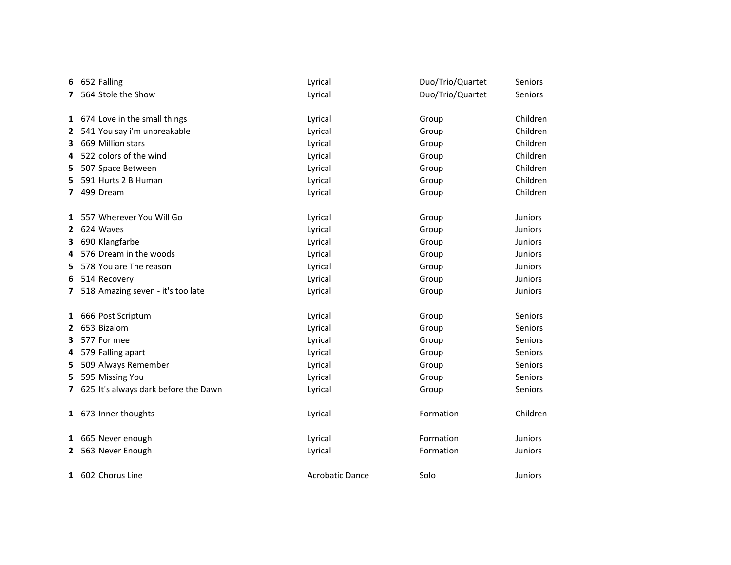| | | | | | |
|---|---|---|---|---|---|
| **6** | 652 | Falling | Lyrical | Duo/Trio/Quartet | Seniors |
| **7** | 564 | Stole the Show | Lyrical | Duo/Trio/Quartet | Seniors |
| | | | | | |
| **1** | 674 | Love in the small things | Lyrical | Group | Children |
| **2** | 541 | You say i'm unbreakable | Lyrical | Group | Children |
| **3** | 669 | Million stars | Lyrical | Group | Children |
| **4** | 522 | colors of the wind | Lyrical | Group | Children |
| **5** | 507 | Space Between | Lyrical | Group | Children |
| **5** | 591 | Hurts 2 B Human | Lyrical | Group | Children |
| **7** | 499 | Dream | Lyrical | Group | Children |
| | | | | | |
| **1** | 557 | Wherever You Will Go | Lyrical | Group | Juniors |
| **2** | 624 | Waves | Lyrical | Group | Juniors |
| **3** | 690 | Klangfarbe | Lyrical | Group | Juniors |
| **4** | 576 | Dream in the woods | Lyrical | Group | Juniors |
| **5** | 578 | You are The reason | Lyrical | Group | Juniors |
| **6** | 514 | Recovery | Lyrical | Group | Juniors |
| **7** | 518 | Amazing seven - it's too late | Lyrical | Group | Juniors |
| | | | | | |
| **1** | 666 | Post Scriptum | Lyrical | Group | Seniors |
| **2** | 653 | Bizalom | Lyrical | Group | Seniors |
| **3** | 577 | For mee | Lyrical | Group | Seniors |
| **4** | 579 | Falling apart | Lyrical | Group | Seniors |
| **5** | 509 | Always Remember | Lyrical | Group | Seniors |
| **5** | 595 | Missing You | Lyrical | Group | Seniors |
| **7** | 625 | It's always dark before the Dawn | Lyrical | Group | Seniors |
| | | | | | |
| **1** | 673 | Inner thoughts | Lyrical | Formation | Children |
| | | | | | |
| **1** | 665 | Never enough | Lyrical | Formation | Juniors |
| **2** | 563 | Never Enough | Lyrical | Formation | Juniors |
| | | | | | |
| **1** | 602 | Chorus Line | Acrobatic Dance | Solo | Juniors |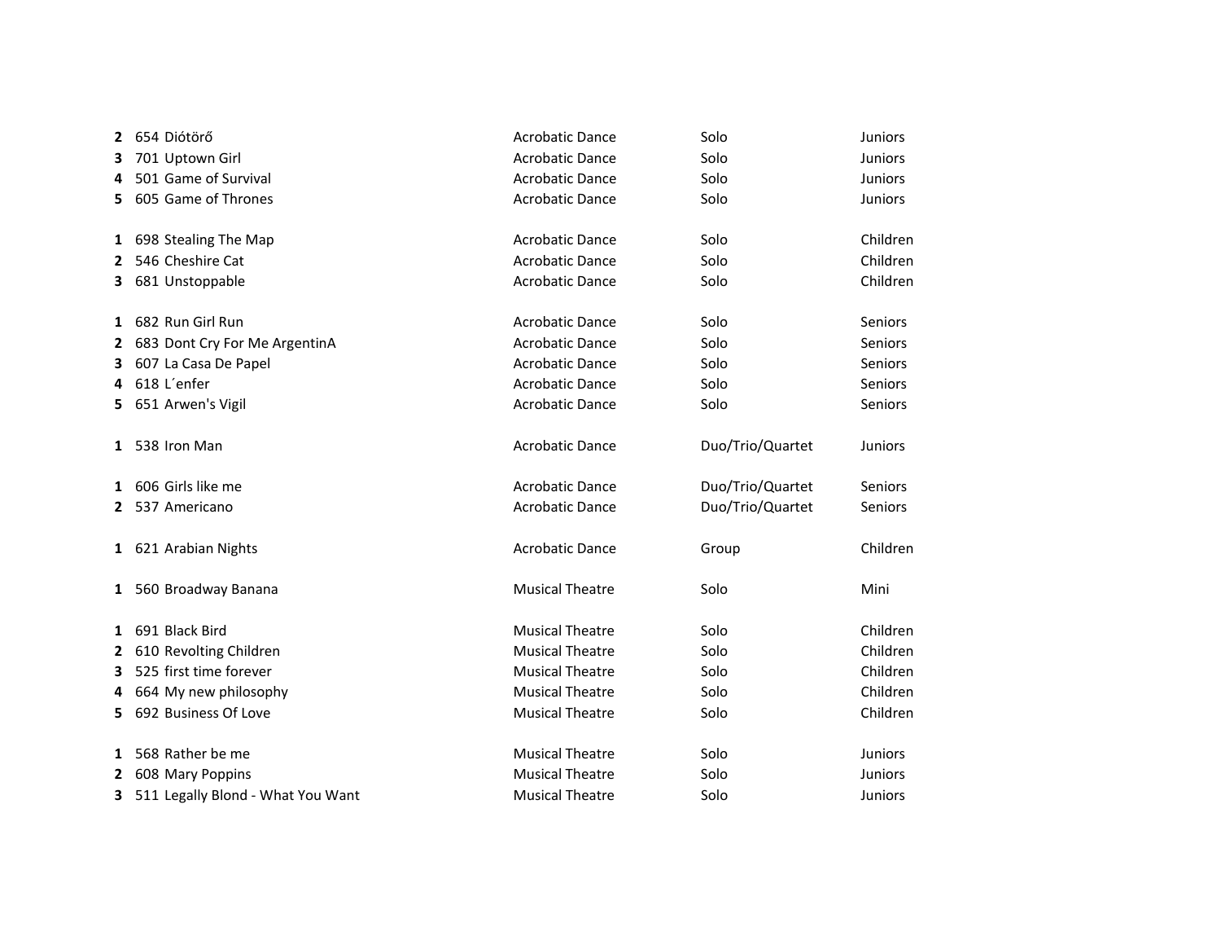| | | | | | |
|---|---|---|---|---|---|
| **2** | 654 | Diótörő | Acrobatic Dance | Solo | Juniors |
| **3** | 701 | Uptown Girl | Acrobatic Dance | Solo | Juniors |
| **4** | 501 | Game of Survival | Acrobatic Dance | Solo | Juniors |
| **5** | 605 | Game of Thrones | Acrobatic Dance | Solo | Juniors |
| | | | | | |
| **1** | 698 | Stealing The Map | Acrobatic Dance | Solo | Children |
| **2** | 546 | Cheshire Cat | Acrobatic Dance | Solo | Children |
| **3** | 681 | Unstoppable | Acrobatic Dance | Solo | Children |
| | | | | | |
| **1** | 682 | Run Girl Run | Acrobatic Dance | Solo | Seniors |
| **2** | 683 | Dont Cry For Me ArgentinA | Acrobatic Dance | Solo | Seniors |
| **3** | 607 | La Casa De Papel | Acrobatic Dance | Solo | Seniors |
| **4** | 618 | L´enfer | Acrobatic Dance | Solo | Seniors |
| **5** | 651 | Arwen's Vigil | Acrobatic Dance | Solo | Seniors |
| | | | | | |
| **1** | 538 | Iron Man | Acrobatic Dance | Duo/Trio/Quartet | Juniors |
| | | | | | |
| **1** | 606 | Girls like me | Acrobatic Dance | Duo/Trio/Quartet | Seniors |
| **2** | 537 | Americano | Acrobatic Dance | Duo/Trio/Quartet | Seniors |
| | | | | | |
| **1** | 621 | Arabian Nights | Acrobatic Dance | Group | Children |
| | | | | | |
| **1** | 560 | Broadway Banana | Musical Theatre | Solo | Mini |
| | | | | | |
| **1** | 691 | Black Bird | Musical Theatre | Solo | Children |
| **2** | 610 | Revolting Children | Musical Theatre | Solo | Children |
| **3** | 525 | first time forever | Musical Theatre | Solo | Children |
| **4** | 664 | My new philosophy | Musical Theatre | Solo | Children |
| **5** | 692 | Business Of Love | Musical Theatre | Solo | Children |
| | | | | | |
| **1** | 568 | Rather be me | Musical Theatre | Solo | Juniors |
| **2** | 608 | Mary Poppins | Musical Theatre | Solo | Juniors |
| **3** | 511 | Legally Blond - What You Want | Musical Theatre | Solo | Juniors |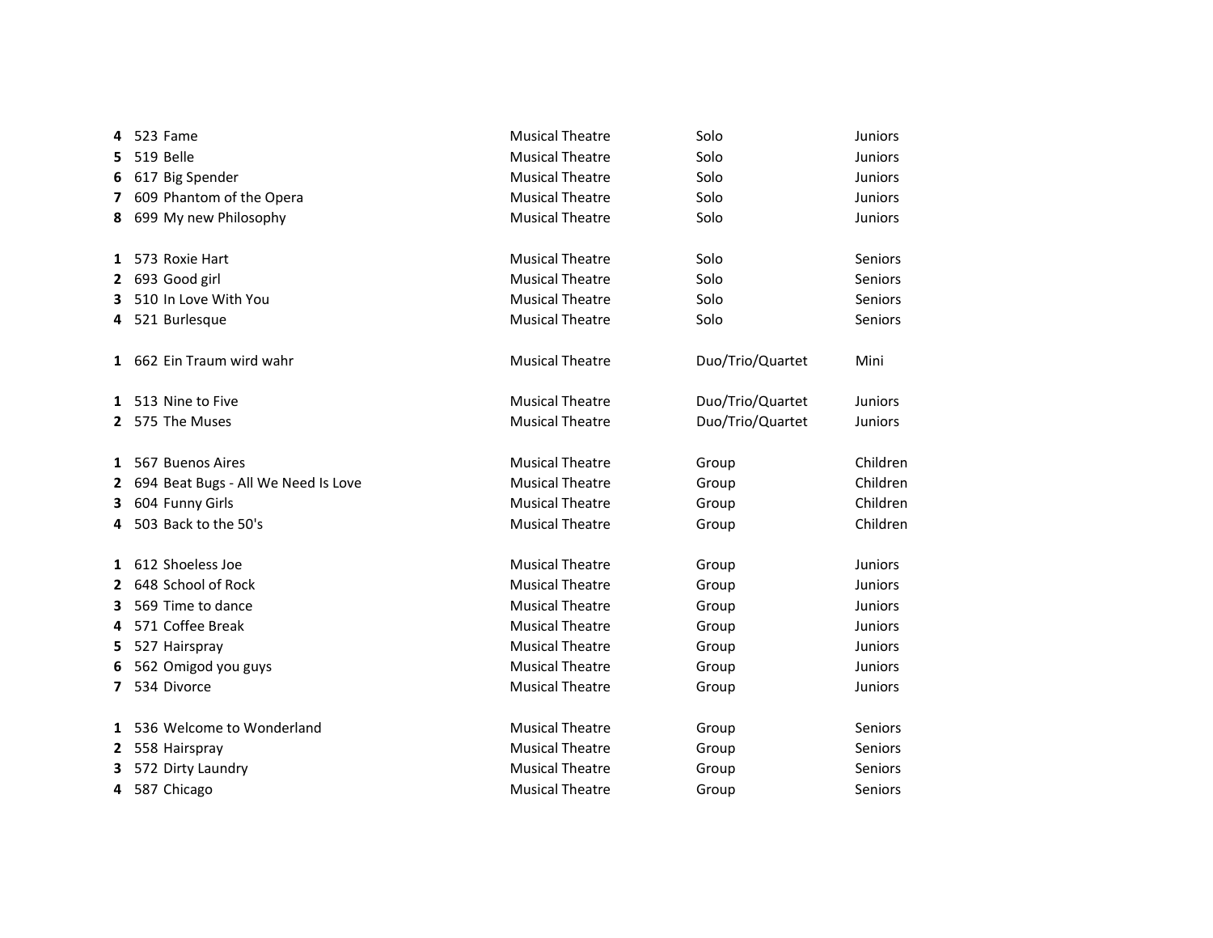| | | | | | |
|---|---|---|---|---|---|
| **4** | 523 | Fame | Musical Theatre | Solo | Juniors |
| **5** | 519 | Belle | Musical Theatre | Solo | Juniors |
| **6** | 617 | Big Spender | Musical Theatre | Solo | Juniors |
| **7** | 609 | Phantom of the Opera | Musical Theatre | Solo | Juniors |
| **8** | 699 | My new Philosophy | Musical Theatre | Solo | Juniors |
| | | | | | |
| **1** | 573 | Roxie Hart | Musical Theatre | Solo | Seniors |
| **2** | 693 | Good girl | Musical Theatre | Solo | Seniors |
| **3** | 510 | In Love With You | Musical Theatre | Solo | Seniors |
| **4** | 521 | Burlesque | Musical Theatre | Solo | Seniors |
| | | | | | |
| **1** | 662 | Ein Traum wird wahr | Musical Theatre | Duo/Trio/Quartet | Mini |
| | | | | | |
| **1** | 513 | Nine to Five | Musical Theatre | Duo/Trio/Quartet | Juniors |
| **2** | 575 | The Muses | Musical Theatre | Duo/Trio/Quartet | Juniors |
| | | | | | |
| **1** | 567 | Buenos Aires | Musical Theatre | Group | Children |
| **2** | 694 | Beat Bugs - All We Need Is Love | Musical Theatre | Group | Children |
| **3** | 604 | Funny Girls | Musical Theatre | Group | Children |
| **4** | 503 | Back to the 50's | Musical Theatre | Group | Children |
| | | | | | |
| **1** | 612 | Shoeless Joe | Musical Theatre | Group | Juniors |
| **2** | 648 | School of Rock | Musical Theatre | Group | Juniors |
| **3** | 569 | Time to dance | Musical Theatre | Group | Juniors |
| **4** | 571 | Coffee Break | Musical Theatre | Group | Juniors |
| **5** | 527 | Hairspray | Musical Theatre | Group | Juniors |
| **6** | 562 | Omigod you guys | Musical Theatre | Group | Juniors |
| **7** | 534 | Divorce | Musical Theatre | Group | Juniors |
| | | | | | |
| **1** | 536 | Welcome to Wonderland | Musical Theatre | Group | Seniors |
| **2** | 558 | Hairspray | Musical Theatre | Group | Seniors |
| **3** | 572 | Dirty Laundry | Musical Theatre | Group | Seniors |
| **4** | 587 | Chicago | Musical Theatre | Group | Seniors |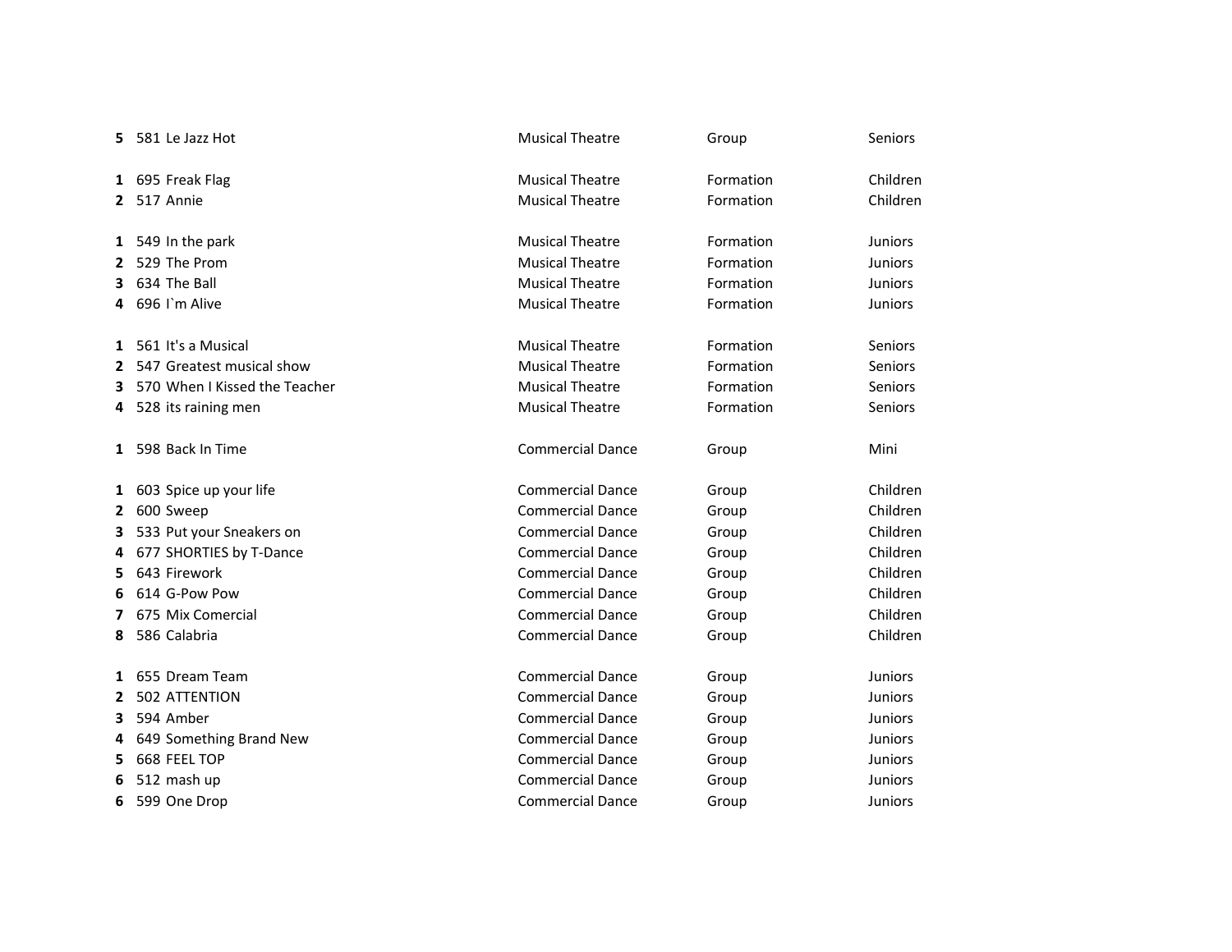| | | | | |
|---|---|---|---|---|
| **5** | 581 Le Jazz Hot | Musical Theatre | Group | Seniors |
| | | | | |
| **1** | 695 Freak Flag | Musical Theatre | Formation | Children |
| **2** | 517 Annie | Musical Theatre | Formation | Children |
| | | | | |
| **1** | 549 In the park | Musical Theatre | Formation | Juniors |
| **2** | 529 The Prom | Musical Theatre | Formation | Juniors |
| **3** | 634 The Ball | Musical Theatre | Formation | Juniors |
| **4** | 696 I`m Alive | Musical Theatre | Formation | Juniors |
| | | | | |
| **1** | 561 It's a Musical | Musical Theatre | Formation | Seniors |
| **2** | 547 Greatest musical show | Musical Theatre | Formation | Seniors |
| **3** | 570 When I Kissed the Teacher | Musical Theatre | Formation | Seniors |
| **4** | 528 its raining men | Musical Theatre | Formation | Seniors |
| | | | | |
| **1** | 598 Back In Time | Commercial Dance | Group | Mini |
| | | | | |
| **1** | 603 Spice up your life | Commercial Dance | Group | Children |
| **2** | 600 Sweep | Commercial Dance | Group | Children |
| **3** | 533 Put your Sneakers on | Commercial Dance | Group | Children |
| **4** | 677 SHORTIES by T-Dance | Commercial Dance | Group | Children |
| **5** | 643 Firework | Commercial Dance | Group | Children |
| **6** | 614 G-Pow Pow | Commercial Dance | Group | Children |
| **7** | 675 Mix Comercial | Commercial Dance | Group | Children |
| **8** | 586 Calabria | Commercial Dance | Group | Children |
| | | | | |
| **1** | 655 Dream Team | Commercial Dance | Group | Juniors |
| **2** | 502 ATTENTION | Commercial Dance | Group | Juniors |
| **3** | 594 Amber | Commercial Dance | Group | Juniors |
| **4** | 649 Something Brand New | Commercial Dance | Group | Juniors |
| **5** | 668 FEEL TOP | Commercial Dance | Group | Juniors |
| **6** | 512 mash up | Commercial Dance | Group | Juniors |
| **6** | 599 One Drop | Commercial Dance | Group | Juniors |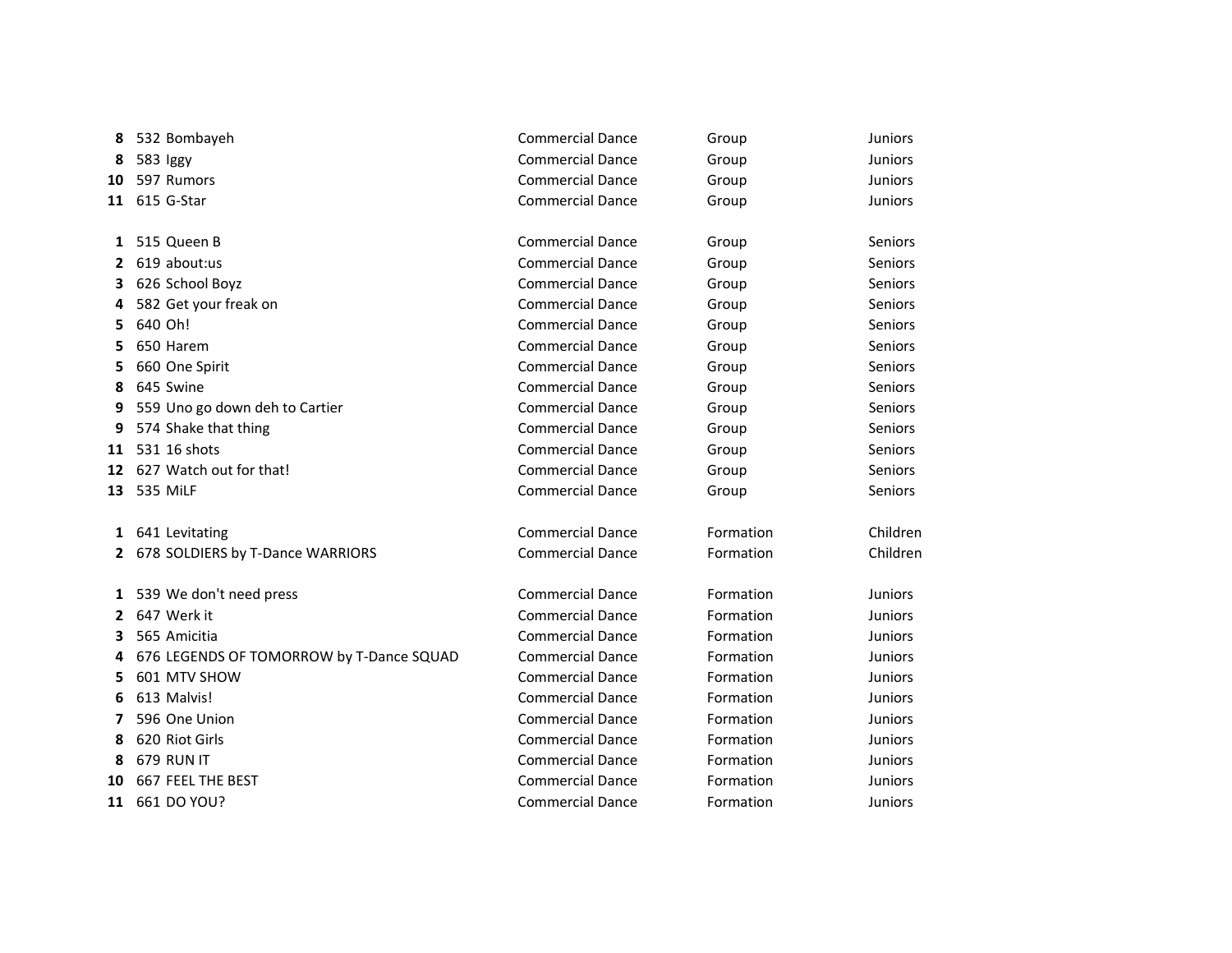| | | | | | |
|---|---|---|---|---|---|
| **8** | 532 | Bombayeh | Commercial Dance | Group | Juniors |
| **8** | 583 | Iggy | Commercial Dance | Group | Juniors |
| **10** | 597 | Rumors | Commercial Dance | Group | Juniors |
| **11** | 615 | G-Star | Commercial Dance | Group | Juniors |
| | | | | | |
| **1** | 515 | Queen B | Commercial Dance | Group | Seniors |
| **2** | 619 | about:us | Commercial Dance | Group | Seniors |
| **3** | 626 | School Boyz | Commercial Dance | Group | Seniors |
| **4** | 582 | Get your freak on | Commercial Dance | Group | Seniors |
| **5** | 640 | Oh! | Commercial Dance | Group | Seniors |
| **5** | 650 | Harem | Commercial Dance | Group | Seniors |
| **5** | 660 | One Spirit | Commercial Dance | Group | Seniors |
| **8** | 645 | Swine | Commercial Dance | Group | Seniors |
| **9** | 559 | Uno go down deh to Cartier | Commercial Dance | Group | Seniors |
| **9** | 574 | Shake that thing | Commercial Dance | Group | Seniors |
| **11** | 531 | 16 shots | Commercial Dance | Group | Seniors |
| **12** | 627 | Watch out for that! | Commercial Dance | Group | Seniors |
| **13** | 535 | MiLF | Commercial Dance | Group | Seniors |
| | | | | | |
| **1** | 641 | Levitating | Commercial Dance | Formation | Children |
| **2** | 678 | SOLDIERS by T-Dance WARRIORS | Commercial Dance | Formation | Children |
| | | | | | |
| **1** | 539 | We don't need press | Commercial Dance | Formation | Juniors |
| **2** | 647 | Werk it | Commercial Dance | Formation | Juniors |
| **3** | 565 | Amicitia | Commercial Dance | Formation | Juniors |
| **4** | 676 | LEGENDS OF TOMORROW by T-Dance SQUAD | Commercial Dance | Formation | Juniors |
| **5** | 601 | MTV SHOW | Commercial Dance | Formation | Juniors |
| **6** | 613 | Malvis! | Commercial Dance | Formation | Juniors |
| **7** | 596 | One Union | Commercial Dance | Formation | Juniors |
| **8** | 620 | Riot Girls | Commercial Dance | Formation | Juniors |
| **8** | 679 | RUN IT | Commercial Dance | Formation | Juniors |
| **10** | 667 | FEEL THE BEST | Commercial Dance | Formation | Juniors |
| **11** | 661 | DO YOU? | Commercial Dance | Formation | Juniors |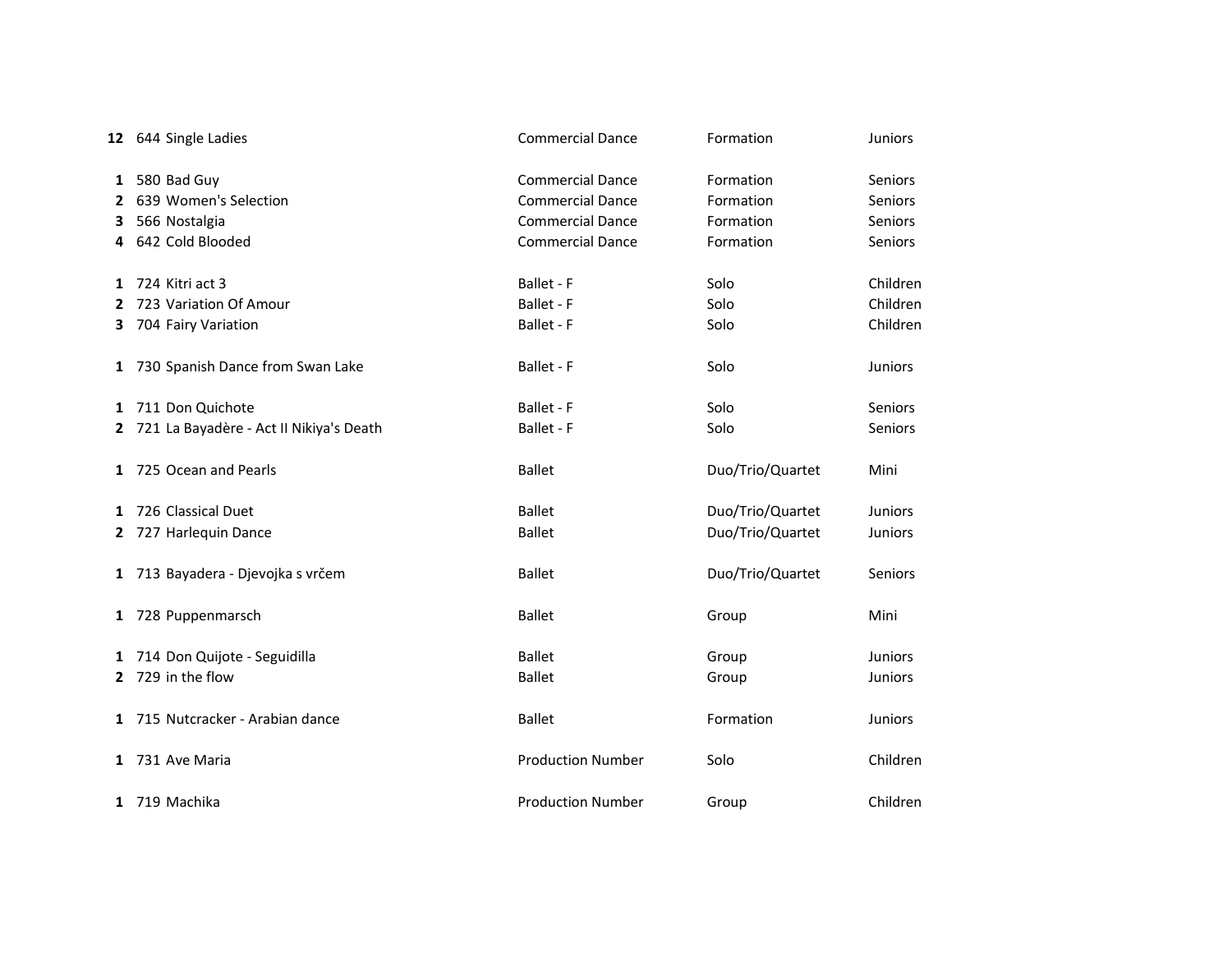| | | | | |
|---|---|---|---|---|
| **12** | 644 Single Ladies | Commercial Dance | Formation | Juniors |
| | | | | |
| **1** | 580 Bad Guy | Commercial Dance | Formation | Seniors |
| **2** | 639 Women's Selection | Commercial Dance | Formation | Seniors |
| **3** | 566 Nostalgia | Commercial Dance | Formation | Seniors |
| **4** | 642 Cold Blooded | Commercial Dance | Formation | Seniors |
| | | | | |
| **1** | 724 Kitri act 3 | Ballet - F | Solo | Children |
| **2** | 723 Variation Of Amour | Ballet - F | Solo | Children |
| **3** | 704 Fairy Variation | Ballet - F | Solo | Children |
| | | | | |
| **1** | 730 Spanish Dance from Swan Lake | Ballet - F | Solo | Juniors |
| | | | | |
| **1** | 711 Don Quichote | Ballet - F | Solo | Seniors |
| **2** | 721 La Bayadère - Act II Nikiya's Death | Ballet - F | Solo | Seniors |
| | | | | |
| **1** | 725 Ocean and Pearls | Ballet | Duo/Trio/Quartet | Mini |
| | | | | |
| **1** | 726 Classical Duet | Ballet | Duo/Trio/Quartet | Juniors |
| **2** | 727 Harlequin Dance | Ballet | Duo/Trio/Quartet | Juniors |
| | | | | |
| **1** | 713 Bayadera - Djevojka s vrčem | Ballet | Duo/Trio/Quartet | Seniors |
| | | | | |
| **1** | 728 Puppenmarsch | Ballet | Group | Mini |
| | | | | |
| **1** | 714 Don Quijote - Seguidilla | Ballet | Group | Juniors |
| **2** | 729 in the flow | Ballet | Group | Juniors |
| | | | | |
| **1** | 715 Nutcracker - Arabian dance | Ballet | Formation | Juniors |
| | | | | |
| **1** | 731 Ave Maria | Production Number | Solo | Children |
| | | | | |
| **1** | 719 Machika | Production Number | Group | Children |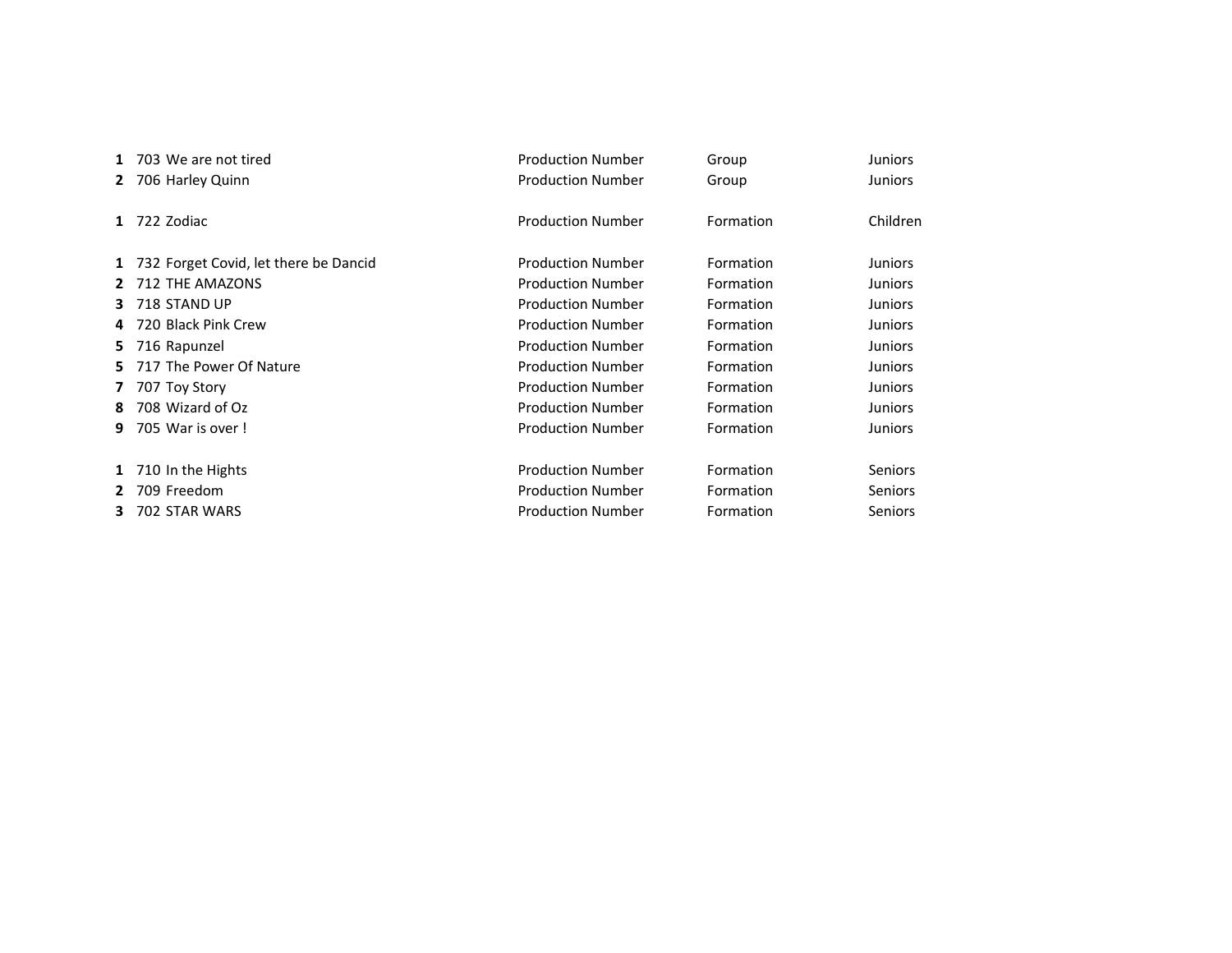| | | | | | |
|---|---|---|---|---|---|
| **1** | 703 | We are not tired | Production Number | Group | Juniors |
| **2** | 706 | Harley Quinn | Production Number | Group | Juniors |
| | | | | | |
| **1** | 722 | Zodiac | Production Number | Formation | Children |
| | | | | | |
| **1** | 732 | Forget Covid, let there be Dancid | Production Number | Formation | Juniors |
| **2** | 712 | THE AMAZONS | Production Number | Formation | Juniors |
| **3** | 718 | STAND UP | Production Number | Formation | Juniors |
| **4** | 720 | Black Pink Crew | Production Number | Formation | Juniors |
| **5** | 716 | Rapunzel | Production Number | Formation | Juniors |
| **5** | 717 | The Power Of Nature | Production Number | Formation | Juniors |
| **7** | 707 | Toy Story | Production Number | Formation | Juniors |
| **8** | 708 | Wizard of Oz | Production Number | Formation | Juniors |
| **9** | 705 | War is over ! | Production Number | Formation | Juniors |
| | | | | | |
| **1** | 710 | In the Hights | Production Number | Formation | Seniors |
| **2** | 709 | Freedom | Production Number | Formation | Seniors |
| **3** | 702 | STAR WARS | Production Number | Formation | Seniors |